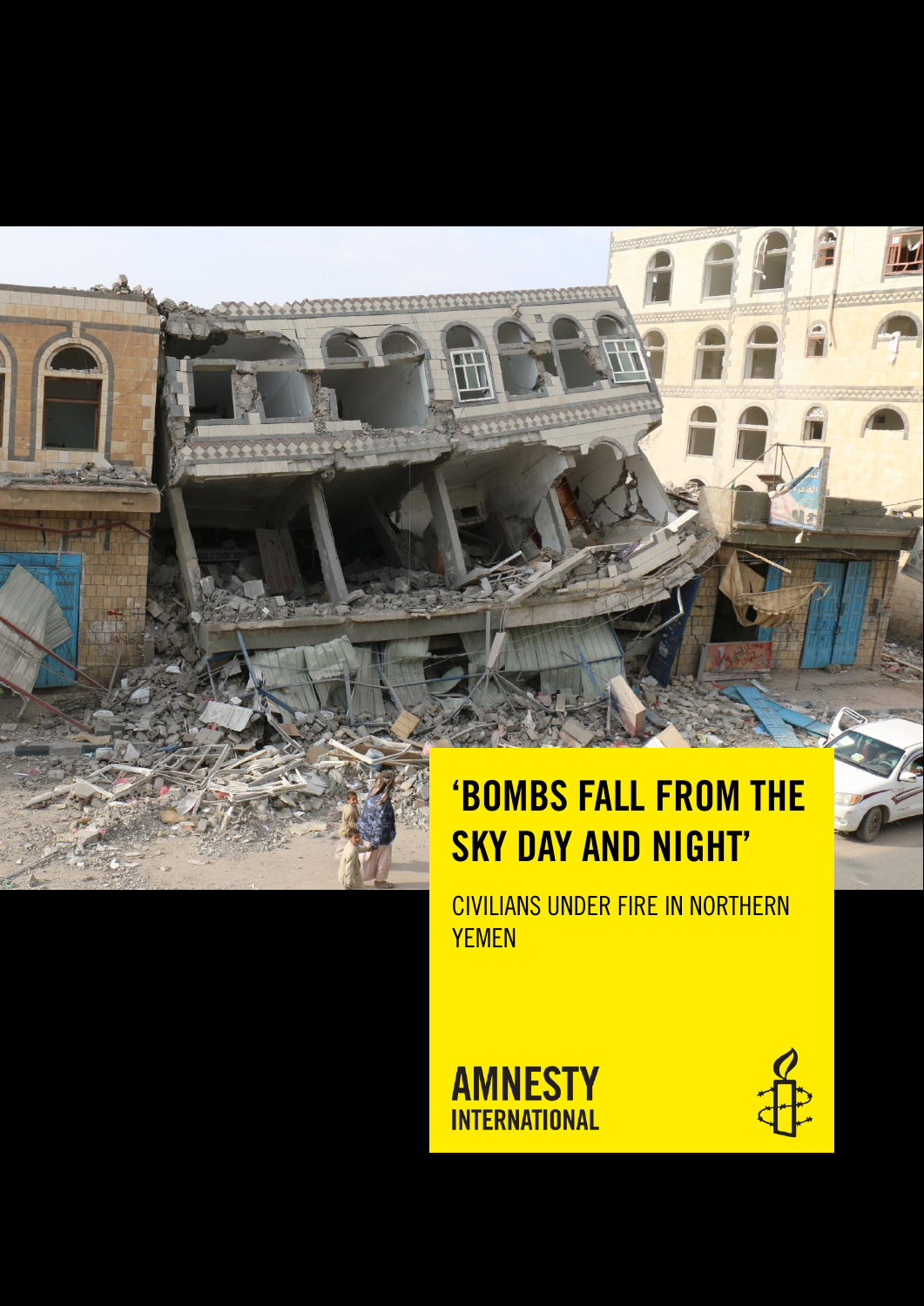# 'BOMBS FALL FROM THE SKY DAY AND NIGHT'

CIVILIANS UNDER FIRE IN NORTHERN YEMEN

AMNESTY INTERNATIONAL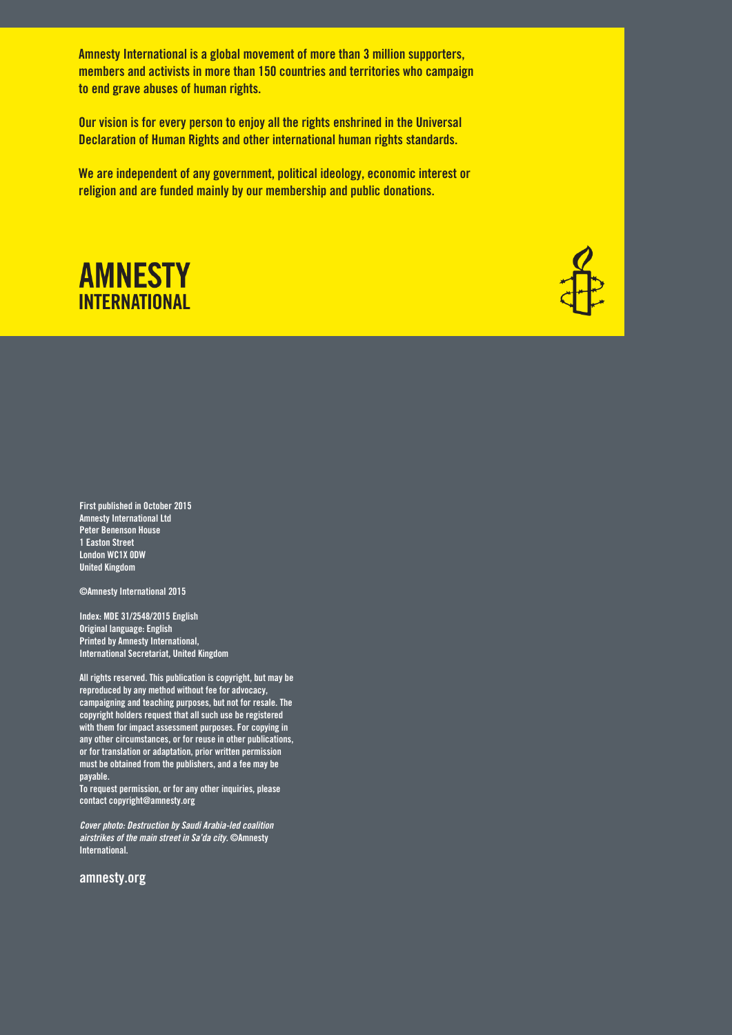**Amnesty International is a global movement of more than 3 million supporters, members and activists in more than 150 countries and territories who campaign to end grave abuses of human rights.**

**Our vision is for every person to enjoy all the rights enshrined in the Universal Declaration of Human Rights and other international human rights standards.**

**We are independent of any government, political ideology, economic interest or religion and are funded mainly by our membership and public donations.**

**AMNESTY INTERNATIONAL**

First published in October 2015
Amnesty International Ltd
Peter Benenson House
1 Easton Street
London WC1X 0DW
United Kingdom

©Amnesty International 2015

Index: MDE 31/2548/2015 English
Original language: English
Printed by Amnesty International,
International Secretariat, United Kingdom

All rights reserved. This publication is copyright, but may be reproduced by any method without fee for advocacy, campaigning and teaching purposes, but not for resale. The copyright holders request that all such use be registered with them for impact assessment purposes. For copying in any other circumstances, or for reuse in other publications, or for translation or adaptation, prior written permission must be obtained from the publishers, and a fee may be payable.
To request permission, or for any other inquiries, please contact copyright@amnesty.org

*Cover photo: Destruction by Saudi Arabia-led coalition airstrikes of the main street in Sa'da city.* ©Amnesty International.

amnesty.org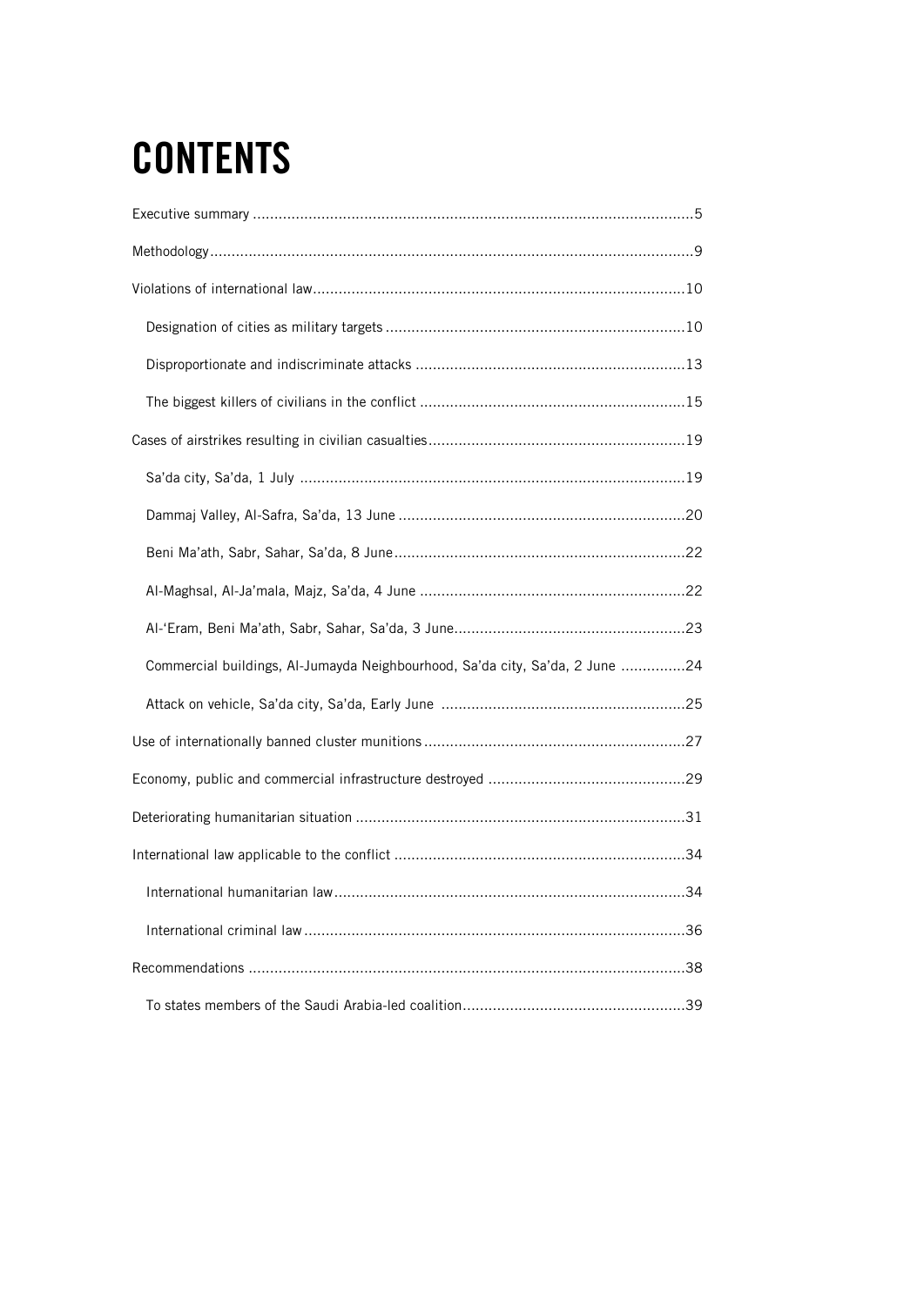# CONTENTS

Executive summary ....................................................................................................5

Methodology..............................................................................................................9

Violations of international law....................................................................................10

  Designation of cities as military targets ...................................................................10

  Disproportionate and indiscriminate attacks .............................................................13

  The biggest killers of civilians in the conflict ............................................................15

Cases of airstrikes resulting in civilian casualties..........................................................19

  Sa'da city, Sa'da, 1 July ........................................................................................19

  Dammaj Valley, Al-Safra, Sa'da, 13 June .................................................................20

  Beni Ma'ath, Sabr, Sahar, Sa'da, 8 June...................................................................22

  Al-Maghsal, Al-Ja'mala, Majz, Sa'da, 4 June ............................................................22

  Al-'Eram, Beni Ma'ath, Sabr, Sahar, Sa'da, 3 June.....................................................23

  Commercial buildings, Al-Jumayda Neighbourhood, Sa'da city, Sa'da, 2 June ...............24

  Attack on vehicle, Sa'da city, Sa'da, Early June .......................................................25

Use of internationally banned cluster munitions...........................................................27

Economy, public and commercial infrastructure destroyed ............................................29

Deteriorating humanitarian situation ...........................................................................31

International law applicable to the conflict ..................................................................34

  International humanitarian law................................................................................34

  International criminal law.......................................................................................36

Recommendations ....................................................................................................38

  To states members of the Saudi Arabia-led coalition...................................................39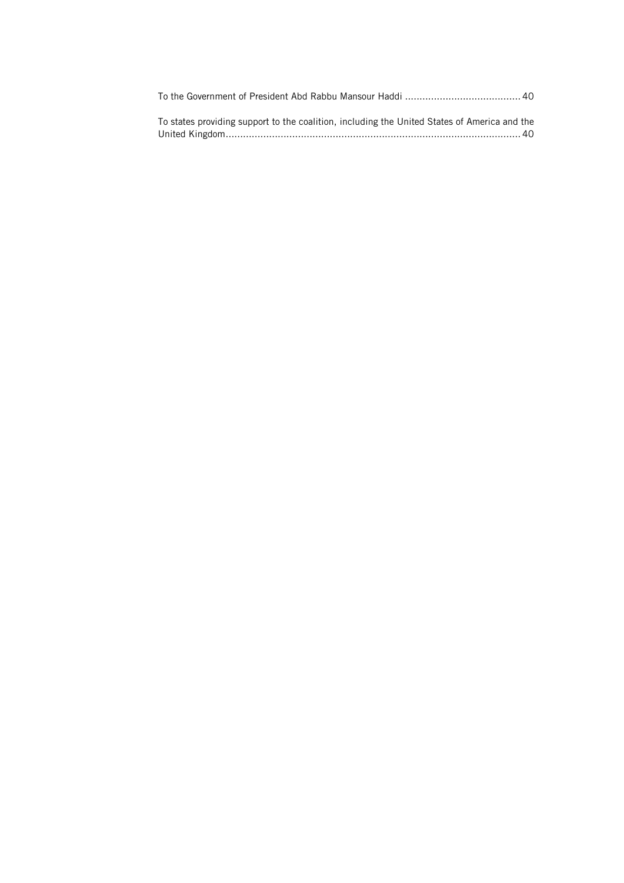To the Government of President Abd Rabbu Mansour Haddi ........................................ 40

To states providing support to the coalition, including the United States of America and the United Kingdom..................................................................................................... 40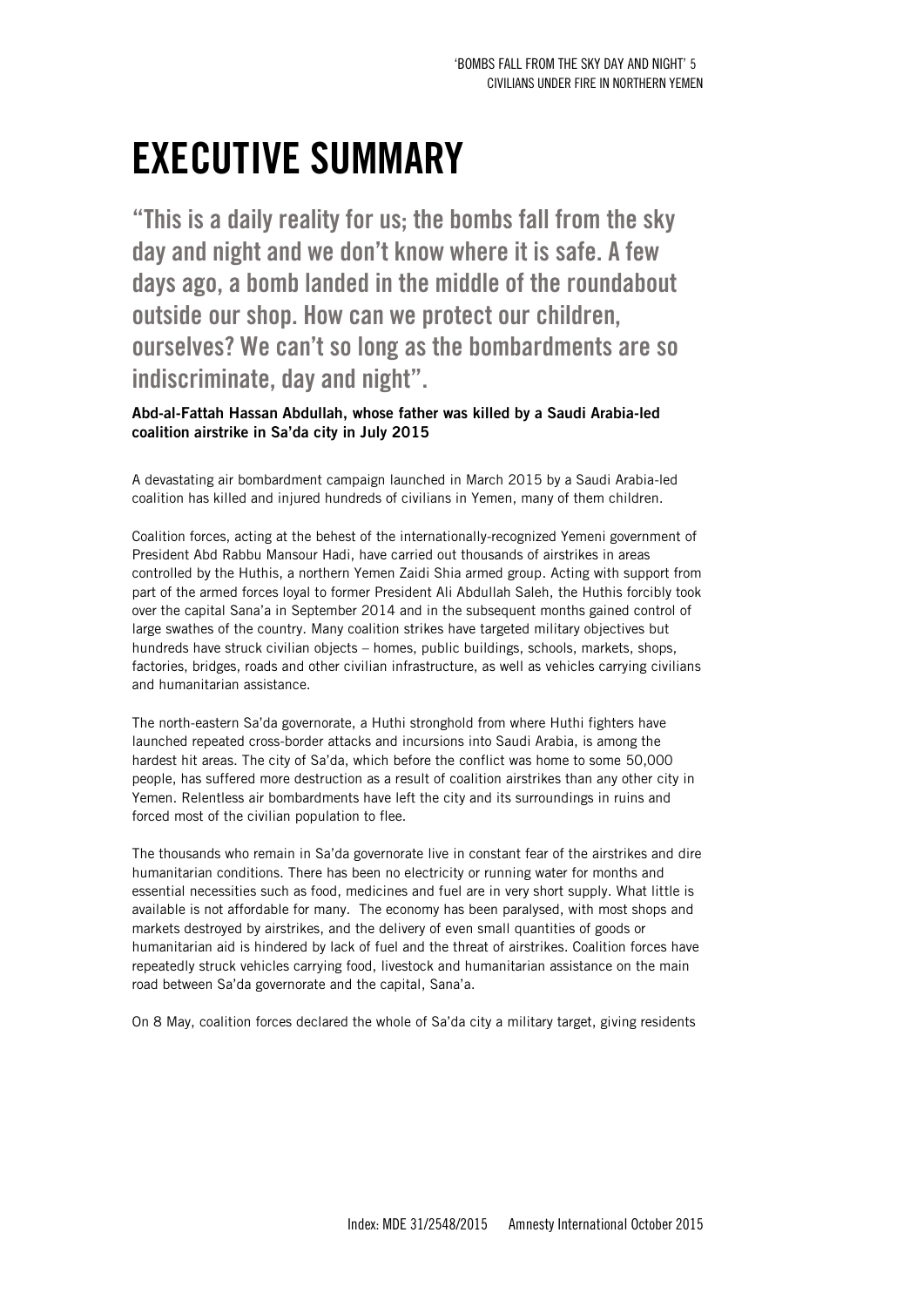# EXECUTIVE SUMMARY

## "This is a daily reality for us; the bombs fall from the sky day and night and we don't know where it is safe. A few days ago, a bomb landed in the middle of the roundabout outside our shop. How can we protect our children, ourselves? We can't so long as the bombardments are so indiscriminate, day and night".

**Abd-al-Fattah Hassan Abdullah, whose father was killed by a Saudi Arabia-led coalition airstrike in Sa'da city in July 2015**

A devastating air bombardment campaign launched in March 2015 by a Saudi Arabia-led coalition has killed and injured hundreds of civilians in Yemen, many of them children.

Coalition forces, acting at the behest of the internationally-recognized Yemeni government of President Abd Rabbu Mansour Hadi, have carried out thousands of airstrikes in areas controlled by the Huthis, a northern Yemen Zaidi Shia armed group. Acting with support from part of the armed forces loyal to former President Ali Abdullah Saleh, the Huthis forcibly took over the capital Sana'a in September 2014 and in the subsequent months gained control of large swathes of the country. Many coalition strikes have targeted military objectives but hundreds have struck civilian objects – homes, public buildings, schools, markets, shops, factories, bridges, roads and other civilian infrastructure, as well as vehicles carrying civilians and humanitarian assistance.

The north-eastern Sa'da governorate, a Huthi stronghold from where Huthi fighters have launched repeated cross-border attacks and incursions into Saudi Arabia, is among the hardest hit areas. The city of Sa'da, which before the conflict was home to some 50,000 people, has suffered more destruction as a result of coalition airstrikes than any other city in Yemen. Relentless air bombardments have left the city and its surroundings in ruins and forced most of the civilian population to flee.

The thousands who remain in Sa'da governorate live in constant fear of the airstrikes and dire humanitarian conditions. There has been no electricity or running water for months and essential necessities such as food, medicines and fuel are in very short supply. What little is available is not affordable for many. The economy has been paralysed, with most shops and markets destroyed by airstrikes, and the delivery of even small quantities of goods or humanitarian aid is hindered by lack of fuel and the threat of airstrikes. Coalition forces have repeatedly struck vehicles carrying food, livestock and humanitarian assistance on the main road between Sa'da governorate and the capital, Sana'a.

On 8 May, coalition forces declared the whole of Sa'da city a military target, giving residents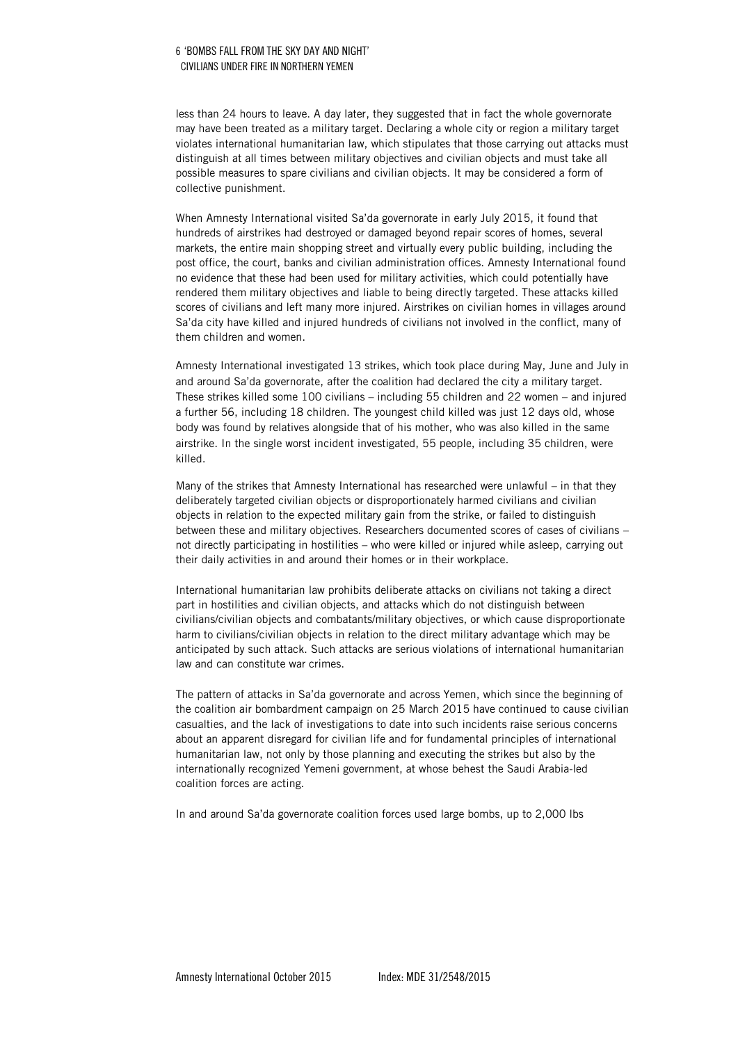less than 24 hours to leave. A day later, they suggested that in fact the whole governorate may have been treated as a military target. Declaring a whole city or region a military target violates international humanitarian law, which stipulates that those carrying out attacks must distinguish at all times between military objectives and civilian objects and must take all possible measures to spare civilians and civilian objects. It may be considered a form of collective punishment.

When Amnesty International visited Sa'da governorate in early July 2015, it found that hundreds of airstrikes had destroyed or damaged beyond repair scores of homes, several markets, the entire main shopping street and virtually every public building, including the post office, the court, banks and civilian administration offices. Amnesty International found no evidence that these had been used for military activities, which could potentially have rendered them military objectives and liable to being directly targeted. These attacks killed scores of civilians and left many more injured. Airstrikes on civilian homes in villages around Sa'da city have killed and injured hundreds of civilians not involved in the conflict, many of them children and women.

Amnesty International investigated 13 strikes, which took place during May, June and July in and around Sa'da governorate, after the coalition had declared the city a military target. These strikes killed some 100 civilians – including 55 children and 22 women – and injured a further 56, including 18 children. The youngest child killed was just 12 days old, whose body was found by relatives alongside that of his mother, who was also killed in the same airstrike. In the single worst incident investigated, 55 people, including 35 children, were killed.

Many of the strikes that Amnesty International has researched were unlawful – in that they deliberately targeted civilian objects or disproportionately harmed civilians and civilian objects in relation to the expected military gain from the strike, or failed to distinguish between these and military objectives. Researchers documented scores of cases of civilians – not directly participating in hostilities – who were killed or injured while asleep, carrying out their daily activities in and around their homes or in their workplace.

International humanitarian law prohibits deliberate attacks on civilians not taking a direct part in hostilities and civilian objects, and attacks which do not distinguish between civilians/civilian objects and combatants/military objectives, or which cause disproportionate harm to civilians/civilian objects in relation to the direct military advantage which may be anticipated by such attack. Such attacks are serious violations of international humanitarian law and can constitute war crimes.

The pattern of attacks in Sa'da governorate and across Yemen, which since the beginning of the coalition air bombardment campaign on 25 March 2015 have continued to cause civilian casualties, and the lack of investigations to date into such incidents raise serious concerns about an apparent disregard for civilian life and for fundamental principles of international humanitarian law, not only by those planning and executing the strikes but also by the internationally recognized Yemeni government, at whose behest the Saudi Arabia-led coalition forces are acting.

In and around Sa'da governorate coalition forces used large bombs, up to 2,000 lbs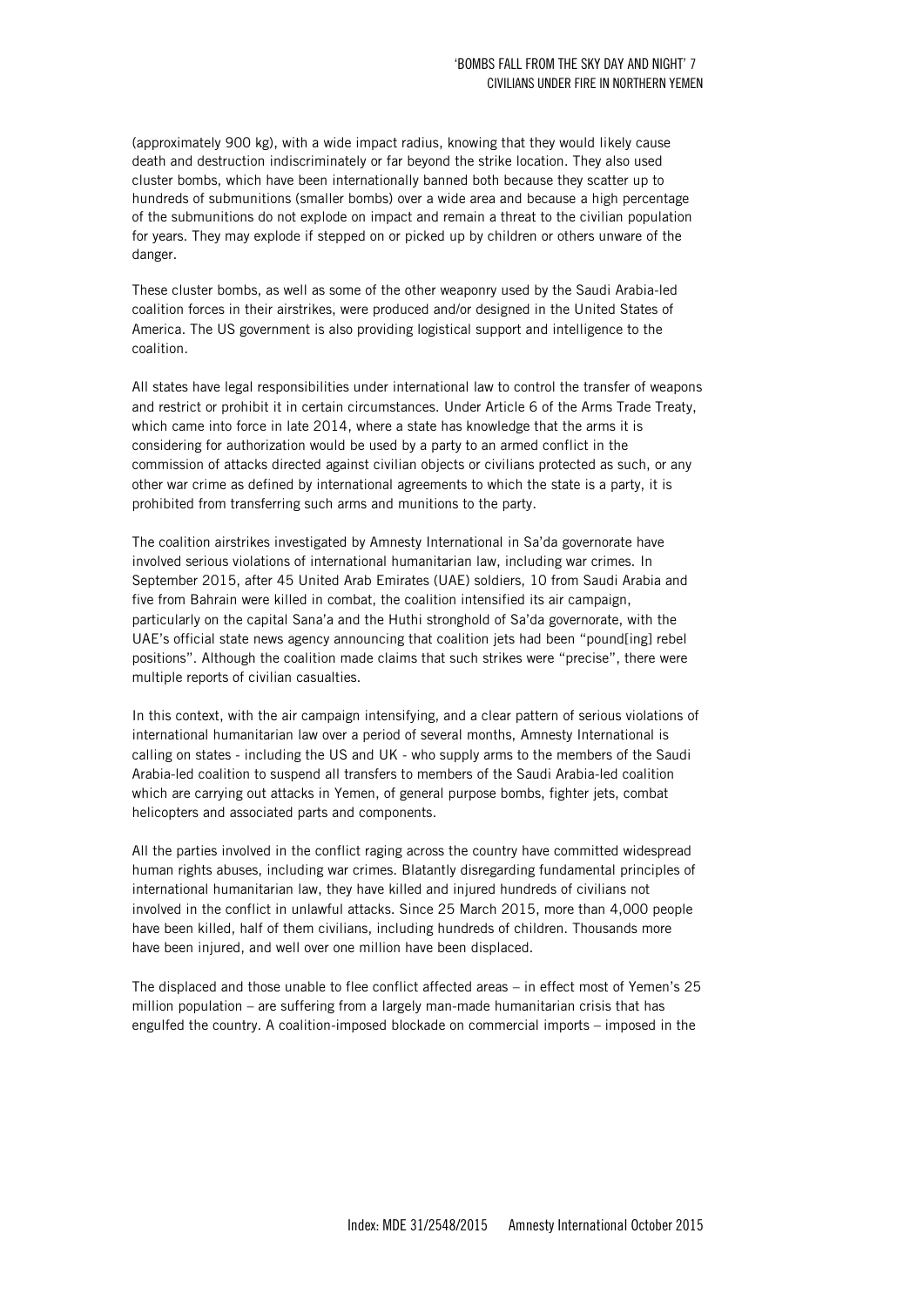(approximately 900 kg), with a wide impact radius, knowing that they would likely cause death and destruction indiscriminately or far beyond the strike location. They also used cluster bombs, which have been internationally banned both because they scatter up to hundreds of submunitions (smaller bombs) over a wide area and because a high percentage of the submunitions do not explode on impact and remain a threat to the civilian population for years. They may explode if stepped on or picked up by children or others unware of the danger.

These cluster bombs, as well as some of the other weaponry used by the Saudi Arabia-led coalition forces in their airstrikes, were produced and/or designed in the United States of America. The US government is also providing logistical support and intelligence to the coalition.

All states have legal responsibilities under international law to control the transfer of weapons and restrict or prohibit it in certain circumstances. Under Article 6 of the Arms Trade Treaty, which came into force in late 2014, where a state has knowledge that the arms it is considering for authorization would be used by a party to an armed conflict in the commission of attacks directed against civilian objects or civilians protected as such, or any other war crime as defined by international agreements to which the state is a party, it is prohibited from transferring such arms and munitions to the party.

The coalition airstrikes investigated by Amnesty International in Sa'da governorate have involved serious violations of international humanitarian law, including war crimes. In September 2015, after 45 United Arab Emirates (UAE) soldiers, 10 from Saudi Arabia and five from Bahrain were killed in combat, the coalition intensified its air campaign, particularly on the capital Sana'a and the Huthi stronghold of Sa'da governorate, with the UAE's official state news agency announcing that coalition jets had been "pound[ing] rebel positions". Although the coalition made claims that such strikes were "precise", there were multiple reports of civilian casualties.

In this context, with the air campaign intensifying, and a clear pattern of serious violations of international humanitarian law over a period of several months, Amnesty International is calling on states - including the US and UK - who supply arms to the members of the Saudi Arabia-led coalition to suspend all transfers to members of the Saudi Arabia-led coalition which are carrying out attacks in Yemen, of general purpose bombs, fighter jets, combat helicopters and associated parts and components.

All the parties involved in the conflict raging across the country have committed widespread human rights abuses, including war crimes. Blatantly disregarding fundamental principles of international humanitarian law, they have killed and injured hundreds of civilians not involved in the conflict in unlawful attacks. Since 25 March 2015, more than 4,000 people have been killed, half of them civilians, including hundreds of children. Thousands more have been injured, and well over one million have been displaced.

The displaced and those unable to flee conflict affected areas – in effect most of Yemen's 25 million population – are suffering from a largely man-made humanitarian crisis that has engulfed the country. A coalition-imposed blockade on commercial imports – imposed in the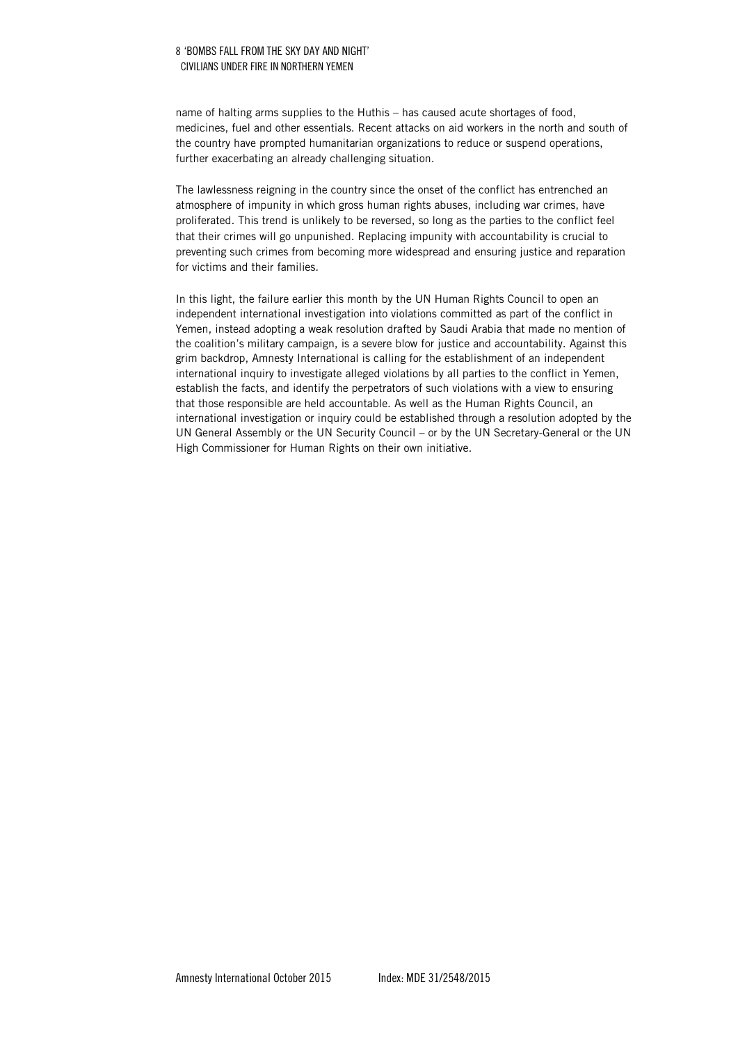name of halting arms supplies to the Huthis – has caused acute shortages of food, medicines, fuel and other essentials. Recent attacks on aid workers in the north and south of the country have prompted humanitarian organizations to reduce or suspend operations, further exacerbating an already challenging situation.

The lawlessness reigning in the country since the onset of the conflict has entrenched an atmosphere of impunity in which gross human rights abuses, including war crimes, have proliferated. This trend is unlikely to be reversed, so long as the parties to the conflict feel that their crimes will go unpunished. Replacing impunity with accountability is crucial to preventing such crimes from becoming more widespread and ensuring justice and reparation for victims and their families.

In this light, the failure earlier this month by the UN Human Rights Council to open an independent international investigation into violations committed as part of the conflict in Yemen, instead adopting a weak resolution drafted by Saudi Arabia that made no mention of the coalition's military campaign, is a severe blow for justice and accountability. Against this grim backdrop, Amnesty International is calling for the establishment of an independent international inquiry to investigate alleged violations by all parties to the conflict in Yemen, establish the facts, and identify the perpetrators of such violations with a view to ensuring that those responsible are held accountable. As well as the Human Rights Council, an international investigation or inquiry could be established through a resolution adopted by the UN General Assembly or the UN Security Council – or by the UN Secretary-General or the UN High Commissioner for Human Rights on their own initiative.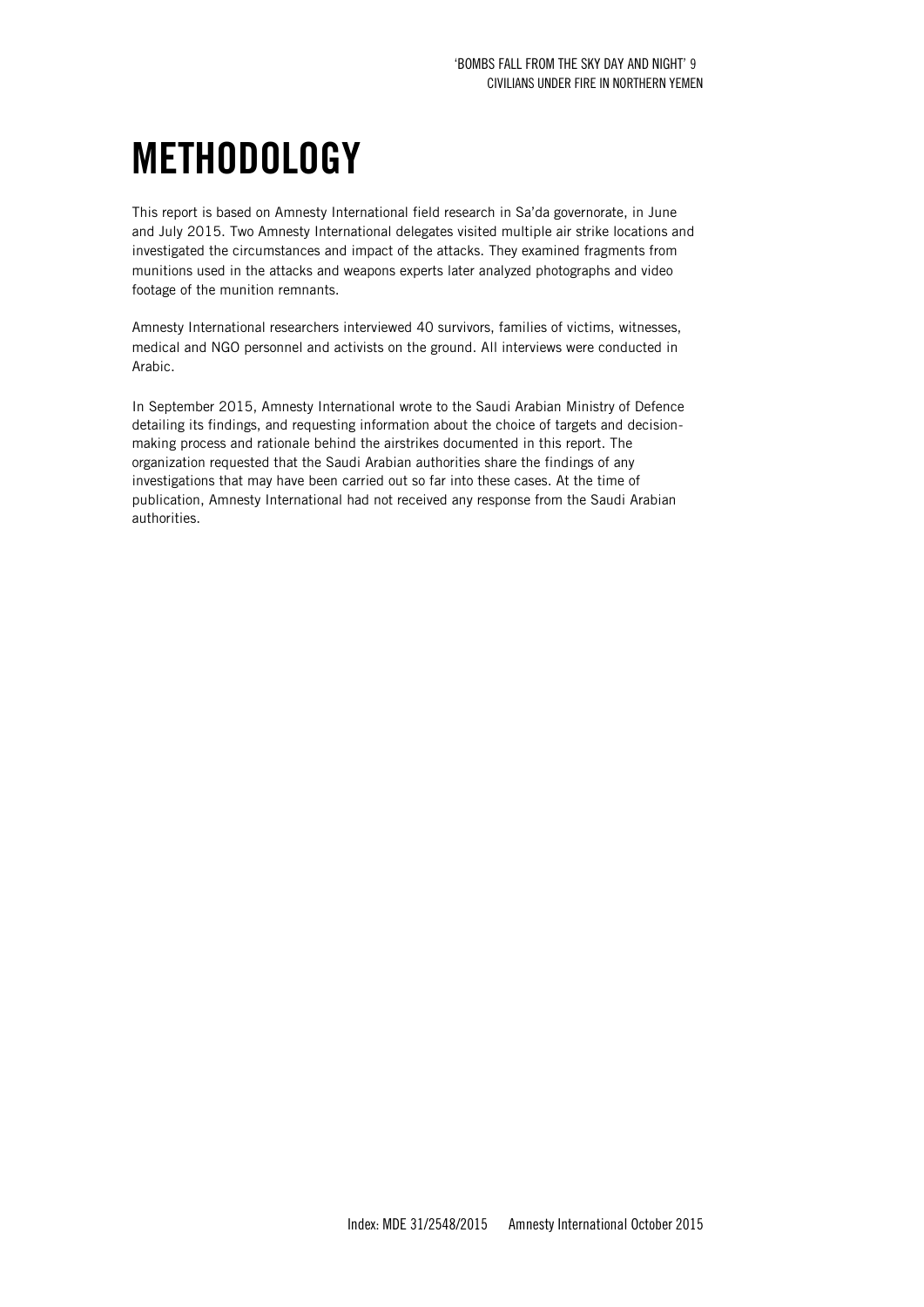# METHODOLOGY

This report is based on Amnesty International field research in Sa'da governorate, in June and July 2015. Two Amnesty International delegates visited multiple air strike locations and investigated the circumstances and impact of the attacks. They examined fragments from munitions used in the attacks and weapons experts later analyzed photographs and video footage of the munition remnants.

Amnesty International researchers interviewed 40 survivors, families of victims, witnesses, medical and NGO personnel and activists on the ground. All interviews were conducted in Arabic.

In September 2015, Amnesty International wrote to the Saudi Arabian Ministry of Defence detailing its findings, and requesting information about the choice of targets and decision-making process and rationale behind the airstrikes documented in this report. The organization requested that the Saudi Arabian authorities share the findings of any investigations that may have been carried out so far into these cases. At the time of publication, Amnesty International had not received any response from the Saudi Arabian authorities.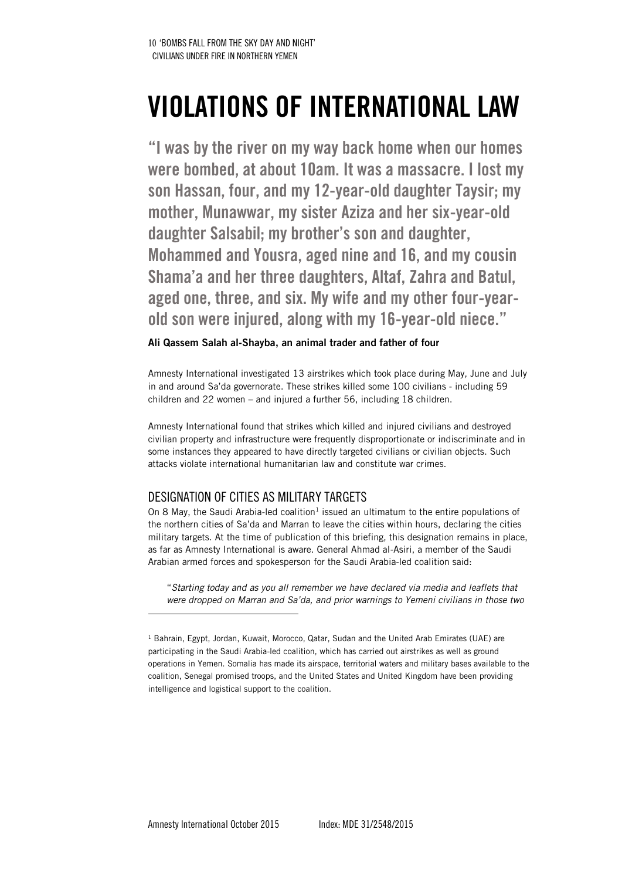# VIOLATIONS OF INTERNATIONAL LAW

> **"I was by the river on my way back home when our homes were bombed, at about 10am. It was a massacre. I lost my son Hassan, four, and my 12-year-old daughter Taysir; my mother, Munawwar, my sister Aziza and her six-year-old daughter Salsabil; my brother's son and daughter, Mohammed and Yousra, aged nine and 16, and my cousin Shama'a and her three daughters, Altaf, Zahra and Batul, aged one, three, and six. My wife and my other four-year-old son were injured, along with my 16-year-old niece."**

**Ali Qassem Salah al-Shayba, an animal trader and father of four**

Amnesty International investigated 13 airstrikes which took place during May, June and July in and around Sa'da governorate. These strikes killed some 100 civilians - including 59 children and 22 women – and injured a further 56, including 18 children.

Amnesty International found that strikes which killed and injured civilians and destroyed civilian property and infrastructure were frequently disproportionate or indiscriminate and in some instances they appeared to have directly targeted civilians or civilian objects. Such attacks violate international humanitarian law and constitute war crimes.

## DESIGNATION OF CITIES AS MILITARY TARGETS

On 8 May, the Saudi Arabia-led coalition[1] issued an ultimatum to the entire populations of the northern cities of Sa'da and Marran to leave the cities within hours, declaring the cities military targets. At the time of publication of this briefing, this designation remains in place, as far as Amnesty International is aware. General Ahmad al-Asiri, a member of the Saudi Arabian armed forces and spokesperson for the Saudi Arabia-led coalition said:

> "*Starting today and as you all remember we have declared via media and leaflets that were dropped on Marran and Sa'da, and prior warnings to Yemeni civilians in those two*

---

[1] Bahrain, Egypt, Jordan, Kuwait, Morocco, Qatar, Sudan and the United Arab Emirates (UAE) are participating in the Saudi Arabia-led coalition, which has carried out airstrikes as well as ground operations in Yemen. Somalia has made its airspace, territorial waters and military bases available to the coalition, Senegal promised troops, and the United States and United Kingdom have been providing intelligence and logistical support to the coalition.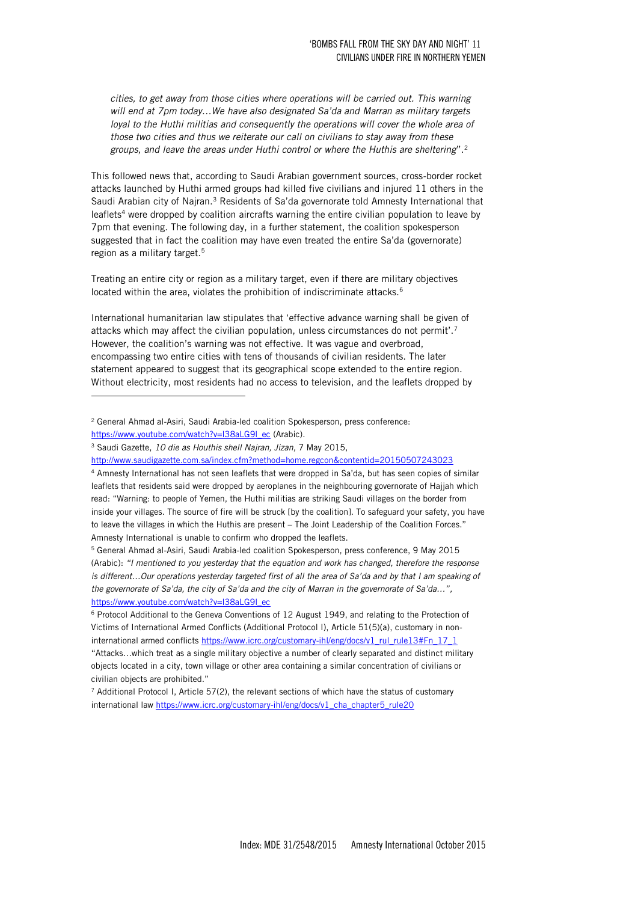*cities, to get away from those cities where operations will be carried out. This warning will end at 7pm today…We have also designated Sa'da and Marran as military targets loyal to the Huthi militias and consequently the operations will cover the whole area of those two cities and thus we reiterate our call on civilians to stay away from these groups, and leave the areas under Huthi control or where the Huthis are sheltering*".[2]

This followed news that, according to Saudi Arabian government sources, cross-border rocket attacks launched by Huthi armed groups had killed five civilians and injured 11 others in the Saudi Arabian city of Najran.[3] Residents of Sa'da governorate told Amnesty International that leaflets[4] were dropped by coalition aircrafts warning the entire civilian population to leave by 7pm that evening. The following day, in a further statement, the coalition spokesperson suggested that in fact the coalition may have even treated the entire Sa'da (governorate) region as a military target.[5]

Treating an entire city or region as a military target, even if there are military objectives located within the area, violates the prohibition of indiscriminate attacks.[6]

International humanitarian law stipulates that 'effective advance warning shall be given of attacks which may affect the civilian population, unless circumstances do not permit'.[7] However, the coalition's warning was not effective. It was vague and overbroad, encompassing two entire cities with tens of thousands of civilian residents. The later statement appeared to suggest that its geographical scope extended to the entire region. Without electricity, most residents had no access to television, and the leaflets dropped by

---

[2] General Ahmad al-Asiri, Saudi Arabia-led coalition Spokesperson, press conference: https://www.youtube.com/watch?v=l38aLG9l_ec (Arabic).

[3] Saudi Gazette, *10 die as Houthis shell Najran, Jizan,* 7 May 2015, http://www.saudigazette.com.sa/index.cfm?method=home.regcon&contentid=20150507243023

[4] Amnesty International has not seen leaflets that were dropped in Sa'da, but has seen copies of similar leaflets that residents said were dropped by aeroplanes in the neighbouring governorate of Hajjah which read: "Warning: to people of Yemen, the Huthi militias are striking Saudi villages on the border from inside your villages. The source of fire will be struck [by the coalition]. To safeguard your safety, you have to leave the villages in which the Huthis are present – The Joint Leadership of the Coalition Forces." Amnesty International is unable to confirm who dropped the leaflets.

[5] General Ahmad al-Asiri, Saudi Arabia-led coalition Spokesperson, press conference, 9 May 2015 (Arabic): *"I mentioned to you yesterday that the equation and work has changed, therefore the response is different…Our operations yesterday targeted first of all the area of Sa'da and by that I am speaking of the governorate of Sa'da, the city of Sa'da and the city of Marran in the governorate of Sa'da…",* https://www.youtube.com/watch?v=l38aLG9l_ec

[6] Protocol Additional to the Geneva Conventions of 12 August 1949, and relating to the Protection of Victims of International Armed Conflicts (Additional Protocol I), Article 51(5)(a), customary in non-international armed conflicts https://www.icrc.org/customary-ihl/eng/docs/v1_rul_rule13#Fn_17_1 "Attacks…which treat as a single military objective a number of clearly separated and distinct military objects located in a city, town village or other area containing a similar concentration of civilians or civilian objects are prohibited."

[7] Additional Protocol I, Article 57(2), the relevant sections of which have the status of customary international law https://www.icrc.org/customary-ihl/eng/docs/v1_cha_chapter5_rule20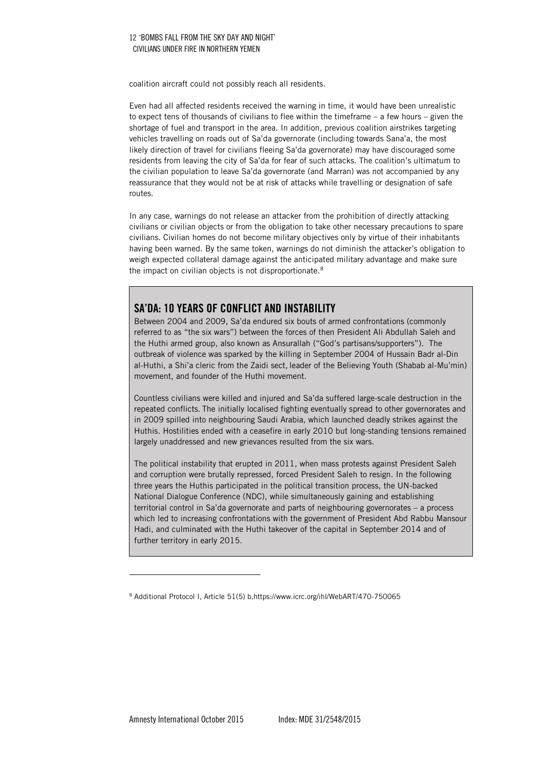coalition aircraft could not possibly reach all residents.

Even had all affected residents received the warning in time, it would have been unrealistic to expect tens of thousands of civilians to flee within the timeframe – a few hours – given the shortage of fuel and transport in the area. In addition, previous coalition airstrikes targeting vehicles travelling on roads out of Sa'da governorate (including towards Sana'a, the most likely direction of travel for civilians fleeing Sa'da governorate) may have discouraged some residents from leaving the city of Sa'da for fear of such attacks. The coalition's ultimatum to the civilian population to leave Sa'da governorate (and Marran) was not accompanied by any reassurance that they would not be at risk of attacks while travelling or designation of safe routes.

In any case, warnings do not release an attacker from the prohibition of directly attacking civilians or civilian objects or from the obligation to take other necessary precautions to spare civilians. Civilian homes do not become military objectives only by virtue of their inhabitants having been warned. By the same token, warnings do not diminish the attacker's obligation to weigh expected collateral damage against the anticipated military advantage and make sure the impact on civilian objects is not disproportionate.[8]

## SA'DA: 10 YEARS OF CONFLICT AND INSTABILITY

Between 2004 and 2009, Sa'da endured six bouts of armed confrontations (commonly referred to as "the six wars") between the forces of then President Ali Abdullah Saleh and the Huthi armed group, also known as Ansurallah ("God's partisans/supporters"). The outbreak of violence was sparked by the killing in September 2004 of Hussain Badr al-Din al-Huthi, a Shi'a cleric from the Zaidi sect, leader of the Believing Youth (Shabab al-Mu'min) movement, and founder of the Huthi movement.

Countless civilians were killed and injured and Sa'da suffered large-scale destruction in the repeated conflicts. The initially localised fighting eventually spread to other governorates and in 2009 spilled into neighbouring Saudi Arabia, which launched deadly strikes against the Huthis. Hostilities ended with a ceasefire in early 2010 but long-standing tensions remained largely unaddressed and new grievances resulted from the six wars.

The political instability that erupted in 2011, when mass protests against President Saleh and corruption were brutally repressed, forced President Saleh to resign. In the following three years the Huthis participated in the political transition process, the UN-backed National Dialogue Conference (NDC), while simultaneously gaining and establishing territorial control in Sa'da governorate and parts of neighbouring governorates – a process which led to increasing confrontations with the government of President Abd Rabbu Mansour Hadi, and culminated with the Huthi takeover of the capital in September 2014 and of further territory in early 2015.

---

[8] Additional Protocol I, Article 51(5) b,https://www.icrc.org/ihl/WebART/470-750065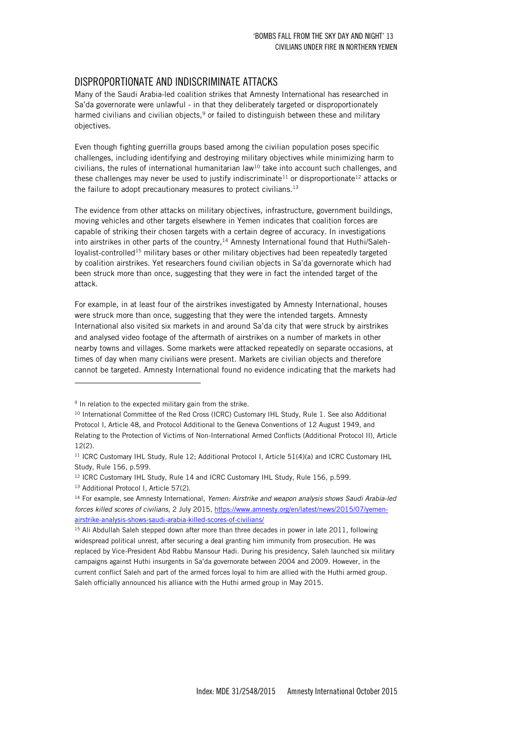## DISPROPORTIONATE AND INDISCRIMINATE ATTACKS

Many of the Saudi Arabia-led coalition strikes that Amnesty International has researched in Sa'da governorate were unlawful - in that they deliberately targeted or disproportionately harmed civilians and civilian objects,[9] or failed to distinguish between these and military objectives.

Even though fighting guerrilla groups based among the civilian population poses specific challenges, including identifying and destroying military objectives while minimizing harm to civilians, the rules of international humanitarian law[10] take into account such challenges, and these challenges may never be used to justify indiscriminate[11] or disproportionate[12] attacks or the failure to adopt precautionary measures to protect civilians.[13]

The evidence from other attacks on military objectives, infrastructure, government buildings, moving vehicles and other targets elsewhere in Yemen indicates that coalition forces are capable of striking their chosen targets with a certain degree of accuracy. In investigations into airstrikes in other parts of the country,[14] Amnesty International found that Huthi/Saleh-loyalist-controlled[15] military bases or other military objectives had been repeatedly targeted by coalition airstrikes. Yet researchers found civilian objects in Sa'da governorate which had been struck more than once, suggesting that they were in fact the intended target of the attack.

For example, in at least four of the airstrikes investigated by Amnesty International, houses were struck more than once, suggesting that they were the intended targets. Amnesty International also visited six markets in and around Sa'da city that were struck by airstrikes and analysed video footage of the aftermath of airstrikes on a number of markets in other nearby towns and villages. Some markets were attacked repeatedly on separate occasions, at times of day when many civilians were present. Markets are civilian objects and therefore cannot be targeted. Amnesty International found no evidence indicating that the markets had

---

[9] In relation to the expected military gain from the strike.

[10] International Committee of the Red Cross (ICRC) Customary IHL Study, Rule 1. See also Additional Protocol I, Article 48, and Protocol Additional to the Geneva Conventions of 12 August 1949, and Relating to the Protection of Victims of Non-International Armed Conflicts (Additional Protocol II), Article 12(2).

[11] ICRC Customary IHL Study, Rule 12; Additional Protocol I, Article 51(4)(a) and ICRC Customary IHL Study, Rule 156, p.599.

[12] ICRC Customary IHL Study, Rule 14 and ICRC Customary IHL Study, Rule 156, p.599.

[13] Additional Protocol I, Article 57(2).

[14] For example, see Amnesty International, *Yemen: Airstrike and weapon analysis shows Saudi Arabia-led forces killed scores of civilians*, 2 July 2015, https://www.amnesty.org/en/latest/news/2015/07/yemen-airstrike-analysis-shows-saudi-arabia-killed-scores-of-civilians/

[15] Ali Abdullah Saleh stepped down after more than three decades in power in late 2011, following widespread political unrest, after securing a deal granting him immunity from prosecution. He was replaced by Vice-President Abd Rabbu Mansour Hadi. During his presidency, Saleh launched six military campaigns against Huthi insurgents in Sa'da governorate between 2004 and 2009. However, in the current conflict Saleh and part of the armed forces loyal to him are allied with the Huthi armed group. Saleh officially announced his alliance with the Huthi armed group in May 2015.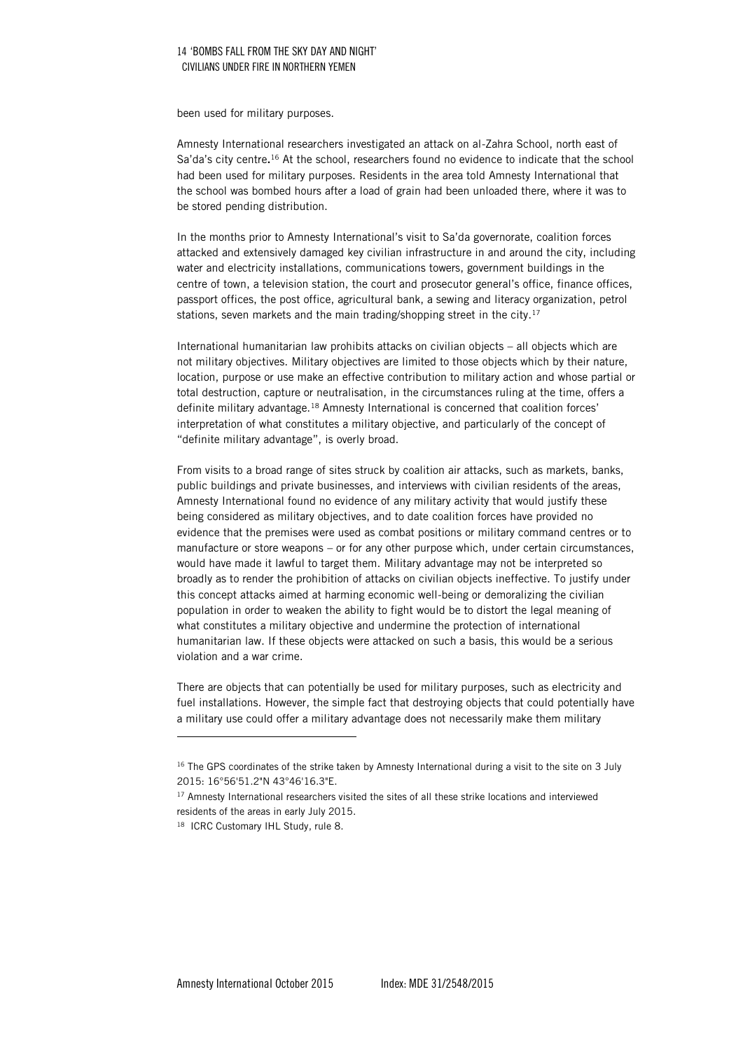been used for military purposes.

Amnesty International researchers investigated an attack on al-Zahra School, north east of Sa'da's city centre.[16] At the school, researchers found no evidence to indicate that the school had been used for military purposes. Residents in the area told Amnesty International that the school was bombed hours after a load of grain had been unloaded there, where it was to be stored pending distribution.

In the months prior to Amnesty International's visit to Sa'da governorate, coalition forces attacked and extensively damaged key civilian infrastructure in and around the city, including water and electricity installations, communications towers, government buildings in the centre of town, a television station, the court and prosecutor general's office, finance offices, passport offices, the post office, agricultural bank, a sewing and literacy organization, petrol stations, seven markets and the main trading/shopping street in the city.[17]

International humanitarian law prohibits attacks on civilian objects – all objects which are not military objectives. Military objectives are limited to those objects which by their nature, location, purpose or use make an effective contribution to military action and whose partial or total destruction, capture or neutralisation, in the circumstances ruling at the time, offers a definite military advantage.[18] Amnesty International is concerned that coalition forces' interpretation of what constitutes a military objective, and particularly of the concept of "definite military advantage", is overly broad.

From visits to a broad range of sites struck by coalition air attacks, such as markets, banks, public buildings and private businesses, and interviews with civilian residents of the areas, Amnesty International found no evidence of any military activity that would justify these being considered as military objectives, and to date coalition forces have provided no evidence that the premises were used as combat positions or military command centres or to manufacture or store weapons – or for any other purpose which, under certain circumstances, would have made it lawful to target them. Military advantage may not be interpreted so broadly as to render the prohibition of attacks on civilian objects ineffective. To justify under this concept attacks aimed at harming economic well-being or demoralizing the civilian population in order to weaken the ability to fight would be to distort the legal meaning of what constitutes a military objective and undermine the protection of international humanitarian law. If these objects were attacked on such a basis, this would be a serious violation and a war crime.

There are objects that can potentially be used for military purposes, such as electricity and fuel installations. However, the simple fact that destroying objects that could potentially have a military use could offer a military advantage does not necessarily make them military

---

[16] The GPS coordinates of the strike taken by Amnesty International during a visit to the site on 3 July 2015: 16°56'51.2"N 43°46'16.3"E.

[17] Amnesty International researchers visited the sites of all these strike locations and interviewed residents of the areas in early July 2015.

[18] ICRC Customary IHL Study, rule 8.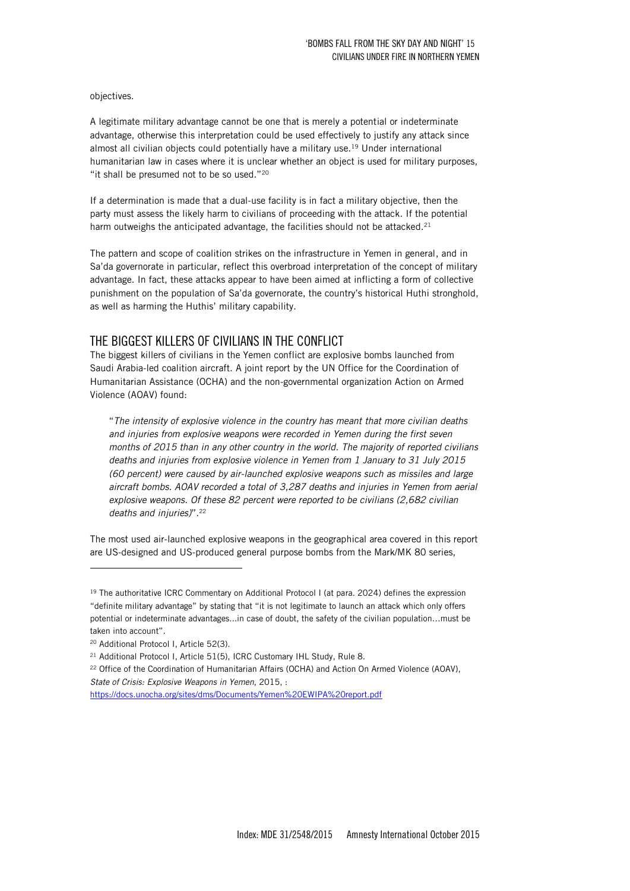objectives.

A legitimate military advantage cannot be one that is merely a potential or indeterminate advantage, otherwise this interpretation could be used effectively to justify any attack since almost all civilian objects could potentially have a military use.[19] Under international humanitarian law in cases where it is unclear whether an object is used for military purposes, "it shall be presumed not to be so used."[20]

If a determination is made that a dual-use facility is in fact a military objective, then the party must assess the likely harm to civilians of proceeding with the attack. If the potential harm outweighs the anticipated advantage, the facilities should not be attacked.[21]

The pattern and scope of coalition strikes on the infrastructure in Yemen in general, and in Sa'da governorate in particular, reflect this overbroad interpretation of the concept of military advantage. In fact, these attacks appear to have been aimed at inflicting a form of collective punishment on the population of Sa'da governorate, the country's historical Huthi stronghold, as well as harming the Huthis' military capability.

## THE BIGGEST KILLERS OF CIVILIANS IN THE CONFLICT

The biggest killers of civilians in the Yemen conflict are explosive bombs launched from Saudi Arabia-led coalition aircraft. A joint report by the UN Office for the Coordination of Humanitarian Assistance (OCHA) and the non-governmental organization Action on Armed Violence (AOAV) found:

> "*The intensity of explosive violence in the country has meant that more civilian deaths and injuries from explosive weapons were recorded in Yemen during the first seven months of 2015 than in any other country in the world. The majority of reported civilians deaths and injuries from explosive violence in Yemen from 1 January to 31 July 2015 (60 percent) were caused by air-launched explosive weapons such as missiles and large aircraft bombs. AOAV recorded a total of 3,287 deaths and injuries in Yemen from aerial explosive weapons. Of these 82 percent were reported to be civilians (2,682 civilian deaths and injuries)*".[22]

The most used air-launched explosive weapons in the geographical area covered in this report are US-designed and US-produced general purpose bombs from the Mark/MK 80 series,

---

[19] The authoritative ICRC Commentary on Additional Protocol I (at para. 2024) defines the expression "definite military advantage" by stating that "it is not legitimate to launch an attack which only offers potential or indeterminate advantages…in case of doubt, the safety of the civilian population…must be taken into account".

[20] Additional Protocol I, Article 52(3).

[21] Additional Protocol I, Article 51(5), ICRC Customary IHL Study, Rule 8.

[22] Office of the Coordination of Humanitarian Affairs (OCHA) and Action On Armed Violence (AOAV), *State of Crisis: Explosive Weapons in Yemen*, 2015, : https://docs.unocha.org/sites/dms/Documents/Yemen%20EWIPA%20report.pdf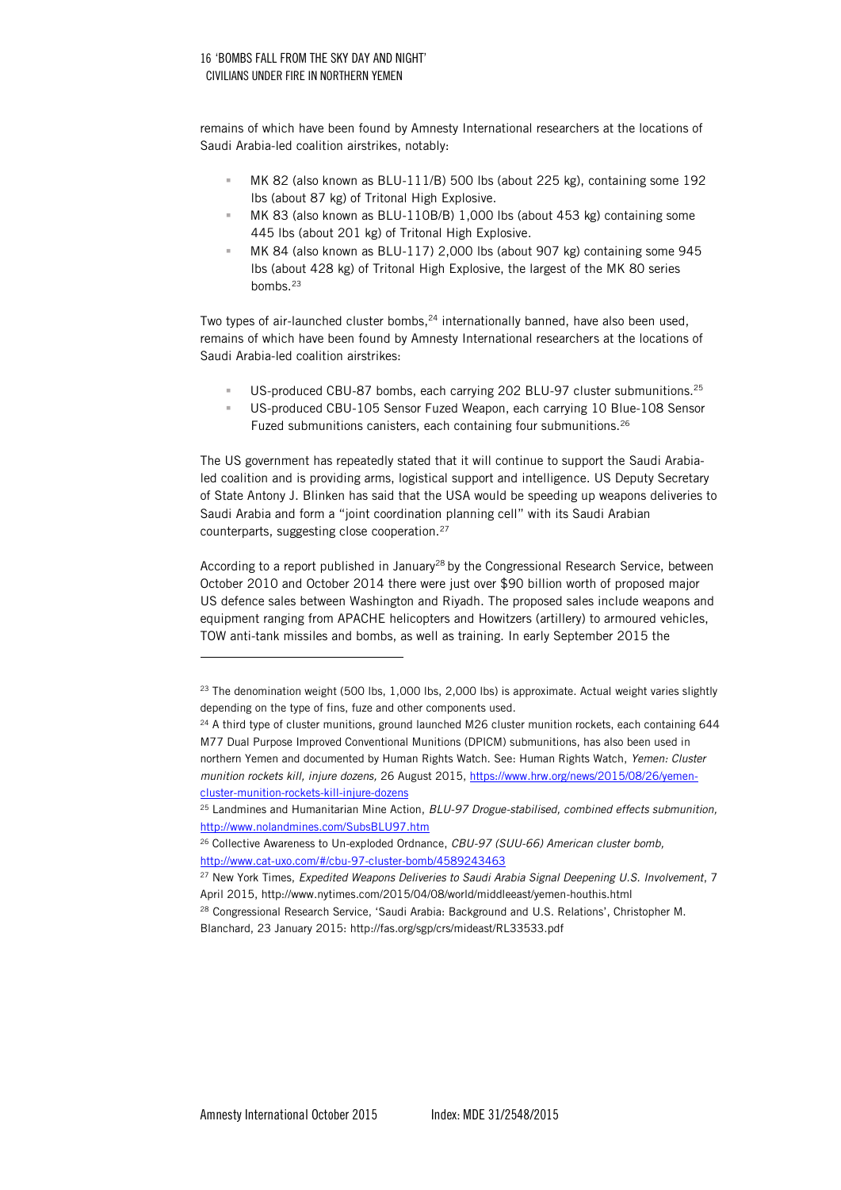remains of which have been found by Amnesty International researchers at the locations of Saudi Arabia-led coalition airstrikes, notably:

- MK 82 (also known as BLU-111/B) 500 lbs (about 225 kg), containing some 192 lbs (about 87 kg) of Tritonal High Explosive.
- MK 83 (also known as BLU-110B/B) 1,000 lbs (about 453 kg) containing some 445 lbs (about 201 kg) of Tritonal High Explosive.
- MK 84 (also known as BLU-117) 2,000 lbs (about 907 kg) containing some 945 lbs (about 428 kg) of Tritonal High Explosive, the largest of the MK 80 series bombs.[23]

Two types of air-launched cluster bombs,[24] internationally banned, have also been used, remains of which have been found by Amnesty International researchers at the locations of Saudi Arabia-led coalition airstrikes:

- US-produced CBU-87 bombs, each carrying 202 BLU-97 cluster submunitions.[25]
- US-produced CBU-105 Sensor Fuzed Weapon, each carrying 10 Blue-108 Sensor Fuzed submunitions canisters, each containing four submunitions.[26]

The US government has repeatedly stated that it will continue to support the Saudi Arabia-led coalition and is providing arms, logistical support and intelligence. US Deputy Secretary of State Antony J. Blinken has said that the USA would be speeding up weapons deliveries to Saudi Arabia and form a "joint coordination planning cell" with its Saudi Arabian counterparts, suggesting close cooperation.[27]

According to a report published in January[28] by the Congressional Research Service, between October 2010 and October 2014 there were just over $90 billion worth of proposed major US defence sales between Washington and Riyadh. The proposed sales include weapons and equipment ranging from APACHE helicopters and Howitzers (artillery) to armoured vehicles, TOW anti-tank missiles and bombs, as well as training. In early September 2015 the

---

[23] The denomination weight (500 lbs, 1,000 lbs, 2,000 lbs) is approximate. Actual weight varies slightly depending on the type of fins, fuze and other components used.

[24] A third type of cluster munitions, ground launched M26 cluster munition rockets, each containing 644 M77 Dual Purpose Improved Conventional Munitions (DPICM) submunitions, has also been used in northern Yemen and documented by Human Rights Watch. See: Human Rights Watch, *Yemen: Cluster munition rockets kill, injure dozens,* 26 August 2015, https://www.hrw.org/news/2015/08/26/yemen-cluster-munition-rockets-kill-injure-dozens

[25] Landmines and Humanitarian Mine Action, *BLU-97 Drogue-stabilised, combined effects submunition,* http://www.nolandmines.com/SubsBLU97.htm

[26] Collective Awareness to Un-exploded Ordnance, *CBU-97 (SUU-66) American cluster bomb,* http://www.cat-uxo.com/#/cbu-97-cluster-bomb/4589243463

[27] New York Times, *Expedited Weapons Deliveries to Saudi Arabia Signal Deepening U.S. Involvement*, 7 April 2015, http://www.nytimes.com/2015/04/08/world/middleeast/yemen-houthis.html

[28] Congressional Research Service, 'Saudi Arabia: Background and U.S. Relations', Christopher M. Blanchard, 23 January 2015: http://fas.org/sgp/crs/mideast/RL33533.pdf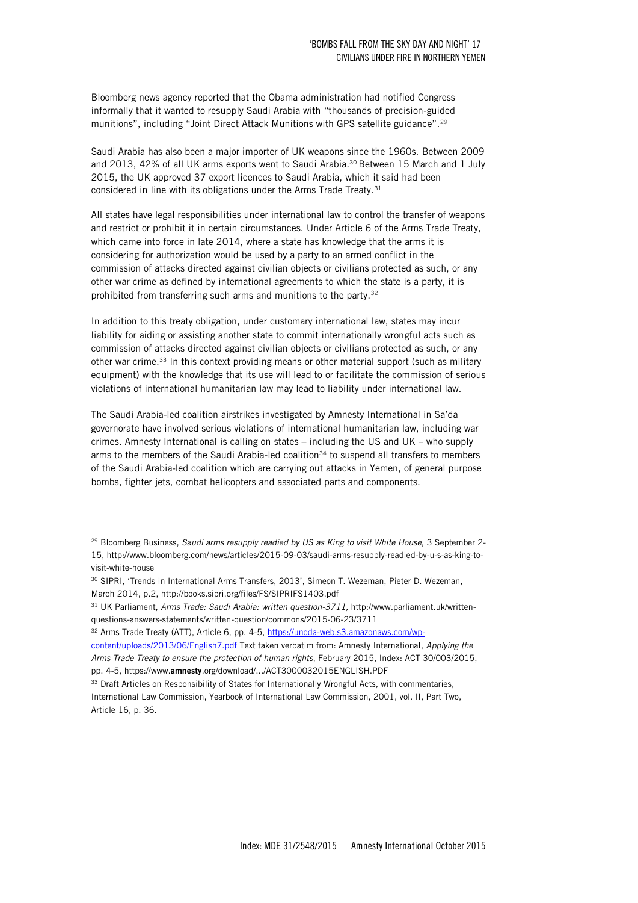Bloomberg news agency reported that the Obama administration had notified Congress informally that it wanted to resupply Saudi Arabia with "thousands of precision-guided munitions", including "Joint Direct Attack Munitions with GPS satellite guidance".[29]

Saudi Arabia has also been a major importer of UK weapons since the 1960s. Between 2009 and 2013, 42% of all UK arms exports went to Saudi Arabia.[30] Between 15 March and 1 July 2015, the UK approved 37 export licences to Saudi Arabia, which it said had been considered in line with its obligations under the Arms Trade Treaty.[31]

All states have legal responsibilities under international law to control the transfer of weapons and restrict or prohibit it in certain circumstances. Under Article 6 of the Arms Trade Treaty, which came into force in late 2014, where a state has knowledge that the arms it is considering for authorization would be used by a party to an armed conflict in the commission of attacks directed against civilian objects or civilians protected as such, or any other war crime as defined by international agreements to which the state is a party, it is prohibited from transferring such arms and munitions to the party.[32]

In addition to this treaty obligation, under customary international law, states may incur liability for aiding or assisting another state to commit internationally wrongful acts such as commission of attacks directed against civilian objects or civilians protected as such, or any other war crime.[33] In this context providing means or other material support (such as military equipment) with the knowledge that its use will lead to or facilitate the commission of serious violations of international humanitarian law may lead to liability under international law.

The Saudi Arabia-led coalition airstrikes investigated by Amnesty International in Sa'da governorate have involved serious violations of international humanitarian law, including war crimes. Amnesty International is calling on states – including the US and UK – who supply arms to the members of the Saudi Arabia-led coalition[34] to suspend all transfers to members of the Saudi Arabia-led coalition which are carrying out attacks in Yemen, of general purpose bombs, fighter jets, combat helicopters and associated parts and components.

---

[29] Bloomberg Business, *Saudi arms resupply readied by US as King to visit White House,* 3 September 2-15, http://www.bloomberg.com/news/articles/2015-09-03/saudi-arms-resupply-readied-by-u-s-as-king-to-visit-white-house

[30] SIPRI, 'Trends in International Arms Transfers, 2013', Simeon T. Wezeman, Pieter D. Wezeman, March 2014, p.2, http://books.sipri.org/files/FS/SIPRIFS1403.pdf

[31] UK Parliament, *Arms Trade: Saudi Arabia: written question-3711,* http://www.parliament.uk/written-questions-answers-statements/written-question/commons/2015-06-23/3711

[32] Arms Trade Treaty (ATT), Article 6, pp. 4-5, https://unoda-web.s3.amazonaws.com/wp-content/uploads/2013/06/English7.pdf Text taken verbatim from: Amnesty International, *Applying the Arms Trade Treaty to ensure the protection of human rights*, February 2015, Index: ACT 30/003/2015, pp. 4-5, https://www.**amnesty**.org/download/.../ACT3000032015ENGLISH.PDF

[33] Draft Articles on Responsibility of States for Internationally Wrongful Acts, with commentaries, International Law Commission, Yearbook of International Law Commission, 2001, vol. II, Part Two, Article 16, p. 36.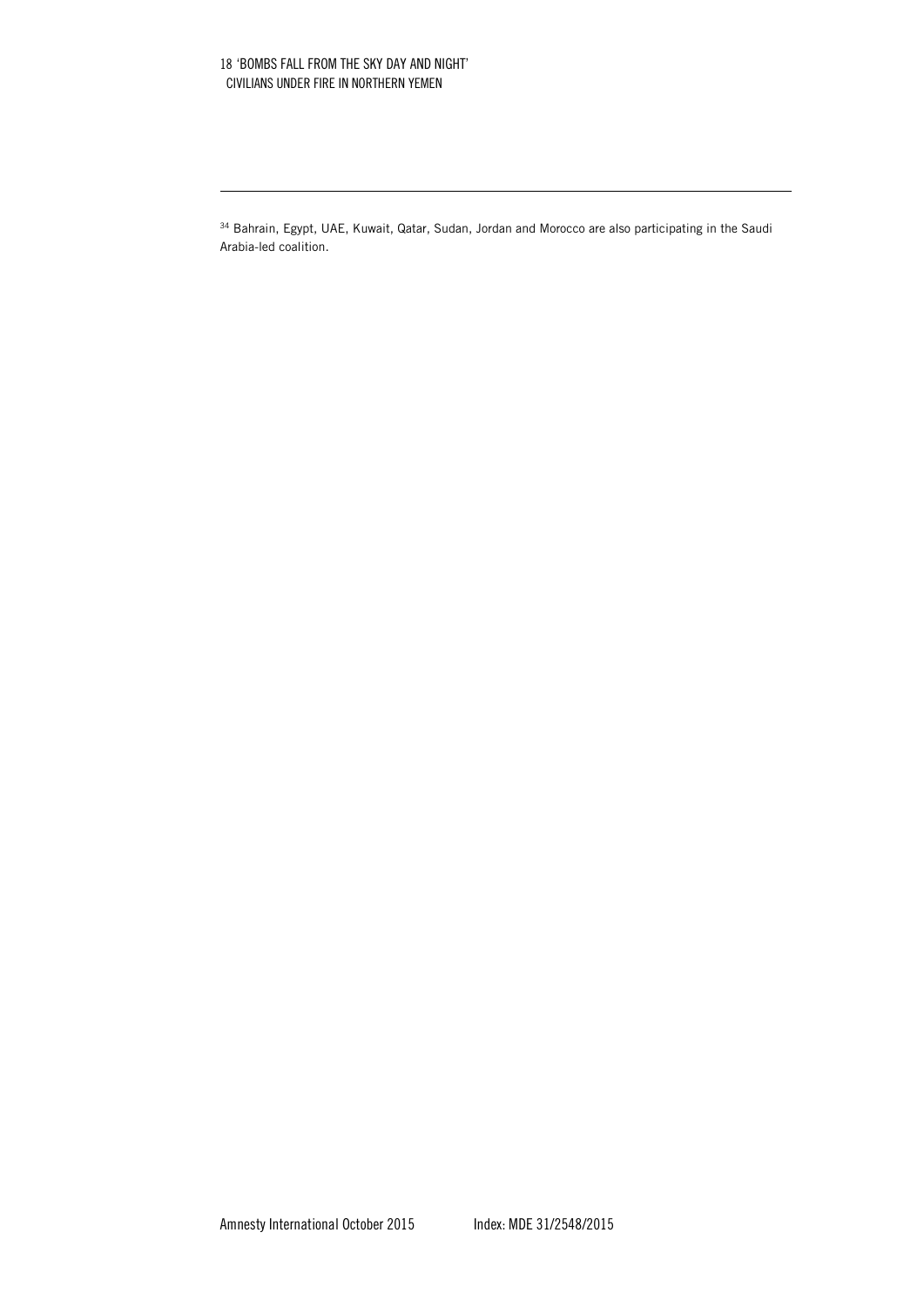[34] Bahrain, Egypt, UAE, Kuwait, Qatar, Sudan, Jordan and Morocco are also participating in the Saudi Arabia-led coalition.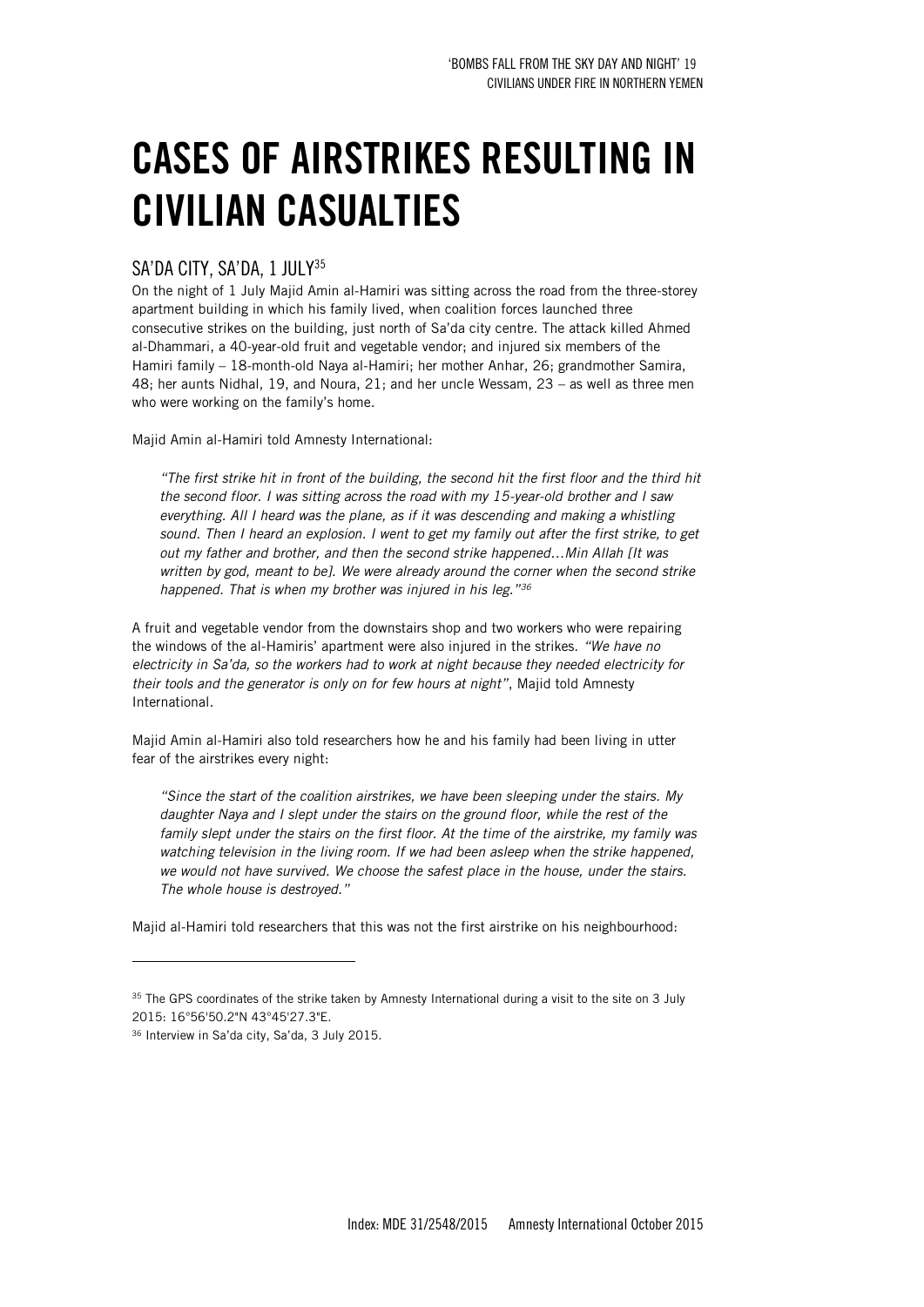# CASES OF AIRSTRIKES RESULTING IN CIVILIAN CASUALTIES

## SA'DA CITY, SA'DA, 1 JULY[35]

On the night of 1 July Majid Amin al-Hamiri was sitting across the road from the three-storey apartment building in which his family lived, when coalition forces launched three consecutive strikes on the building, just north of Sa'da city centre. The attack killed Ahmed al-Dhammari, a 40-year-old fruit and vegetable vendor; and injured six members of the Hamiri family – 18-month-old Naya al-Hamiri; her mother Anhar, 26; grandmother Samira, 48; her aunts Nidhal, 19, and Noura, 21; and her uncle Wessam, 23 – as well as three men who were working on the family's home.

Majid Amin al-Hamiri told Amnesty International:

> *"The first strike hit in front of the building, the second hit the first floor and the third hit the second floor. I was sitting across the road with my 15-year-old brother and I saw everything. All I heard was the plane, as if it was descending and making a whistling sound. Then I heard an explosion. I went to get my family out after the first strike, to get out my father and brother, and then the second strike happened…Min Allah [It was written by god, meant to be]. We were already around the corner when the second strike happened. That is when my brother was injured in his leg."*[36]

A fruit and vegetable vendor from the downstairs shop and two workers who were repairing the windows of the al-Hamiris' apartment were also injured in the strikes. *"We have no electricity in Sa'da, so the workers had to work at night because they needed electricity for their tools and the generator is only on for few hours at night"*, Majid told Amnesty International.

Majid Amin al-Hamiri also told researchers how he and his family had been living in utter fear of the airstrikes every night:

> *"Since the start of the coalition airstrikes, we have been sleeping under the stairs. My daughter Naya and I slept under the stairs on the ground floor, while the rest of the family slept under the stairs on the first floor. At the time of the airstrike, my family was watching television in the living room. If we had been asleep when the strike happened, we would not have survived. We choose the safest place in the house, under the stairs. The whole house is destroyed."*

Majid al-Hamiri told researchers that this was not the first airstrike on his neighbourhood:

---

[35] The GPS coordinates of the strike taken by Amnesty International during a visit to the site on 3 July 2015: 16°56'50.2"N 43°45'27.3"E.

[36] Interview in Sa'da city, Sa'da, 3 July 2015.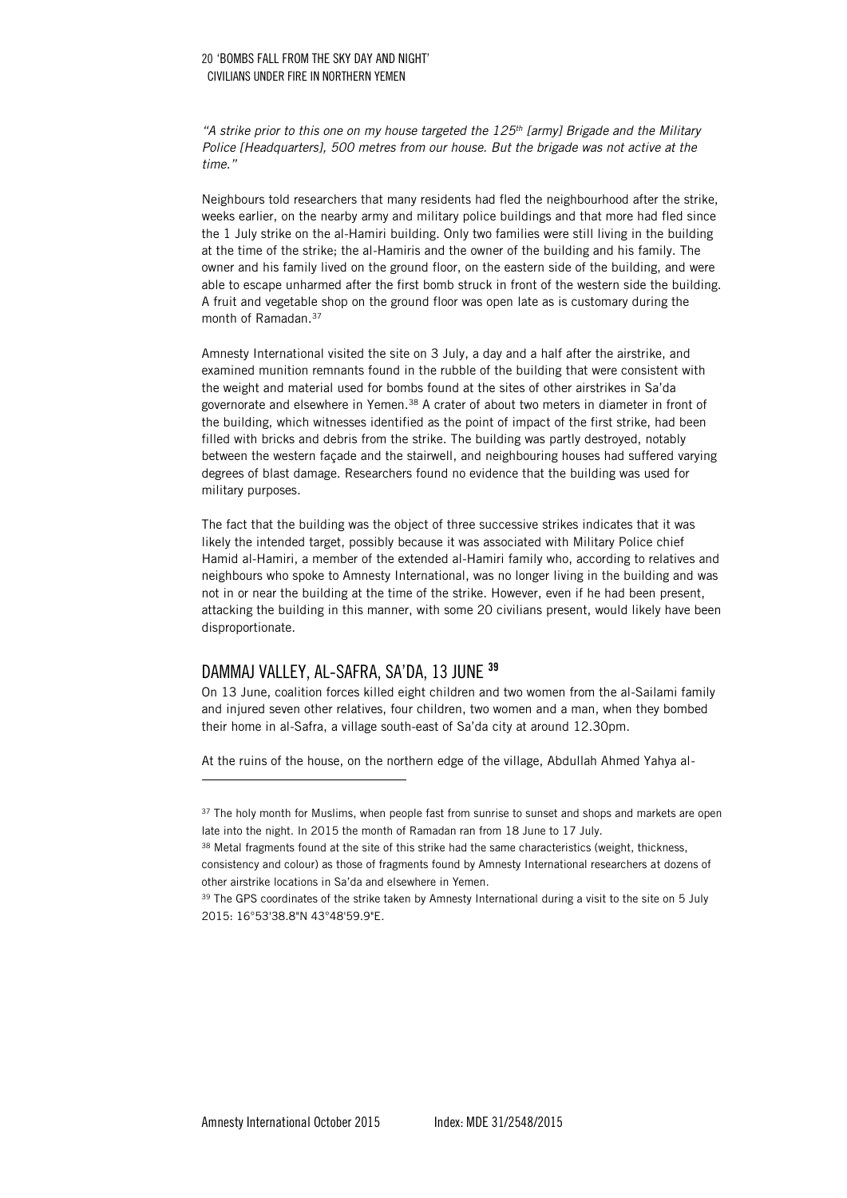*"A strike prior to this one on my house targeted the 125th [army] Brigade and the Military Police [Headquarters], 500 metres from our house. But the brigade was not active at the time."*

Neighbours told researchers that many residents had fled the neighbourhood after the strike, weeks earlier, on the nearby army and military police buildings and that more had fled since the 1 July strike on the al-Hamiri building. Only two families were still living in the building at the time of the strike; the al-Hamiris and the owner of the building and his family. The owner and his family lived on the ground floor, on the eastern side of the building, and were able to escape unharmed after the first bomb struck in front of the western side the building. A fruit and vegetable shop on the ground floor was open late as is customary during the month of Ramadan.[37]

Amnesty International visited the site on 3 July, a day and a half after the airstrike, and examined munition remnants found in the rubble of the building that were consistent with the weight and material used for bombs found at the sites of other airstrikes in Sa'da governorate and elsewhere in Yemen.[38] A crater of about two meters in diameter in front of the building, which witnesses identified as the point of impact of the first strike, had been filled with bricks and debris from the strike. The building was partly destroyed, notably between the western façade and the stairwell, and neighbouring houses had suffered varying degrees of blast damage. Researchers found no evidence that the building was used for military purposes.

The fact that the building was the object of three successive strikes indicates that it was likely the intended target, possibly because it was associated with Military Police chief Hamid al-Hamiri, a member of the extended al-Hamiri family who, according to relatives and neighbours who spoke to Amnesty International, was no longer living in the building and was not in or near the building at the time of the strike. However, even if he had been present, attacking the building in this manner, with some 20 civilians present, would likely have been disproportionate.

## DAMMAJ VALLEY, AL-SAFRA, SA'DA, 13 JUNE [39]

On 13 June, coalition forces killed eight children and two women from the al-Sailami family and injured seven other relatives, four children, two women and a man, when they bombed their home in al-Safra, a village south-east of Sa'da city at around 12.30pm.

At the ruins of the house, on the northern edge of the village, Abdullah Ahmed Yahya al-

---

[37] The holy month for Muslims, when people fast from sunrise to sunset and shops and markets are open late into the night. In 2015 the month of Ramadan ran from 18 June to 17 July.

[38] Metal fragments found at the site of this strike had the same characteristics (weight, thickness, consistency and colour) as those of fragments found by Amnesty International researchers at dozens of other airstrike locations in Sa'da and elsewhere in Yemen.

[39] The GPS coordinates of the strike taken by Amnesty International during a visit to the site on 5 July 2015: 16°53'38.8"N 43°48'59.9"E.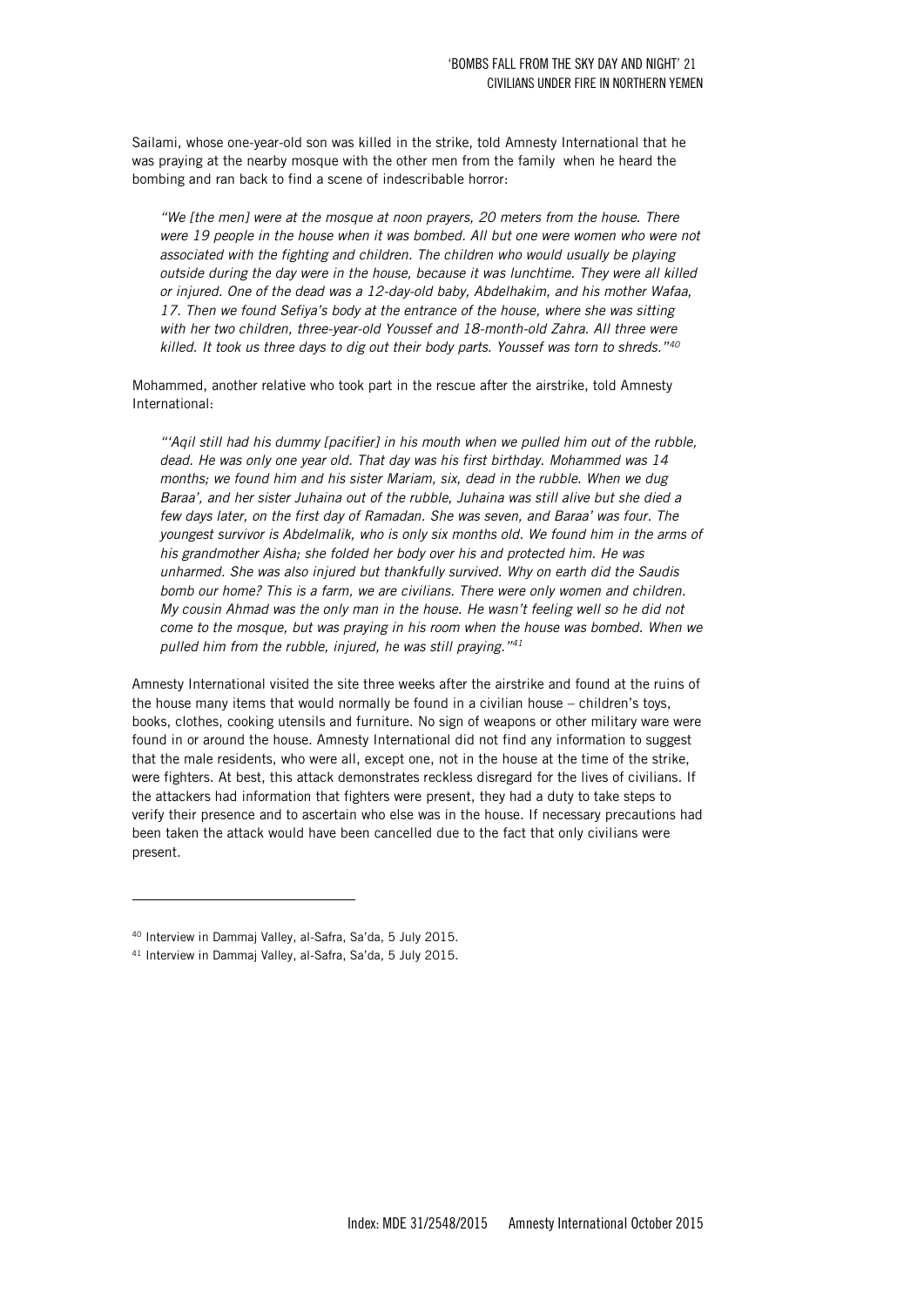Sailami, whose one-year-old son was killed in the strike, told Amnesty International that he was praying at the nearby mosque with the other men from the family when he heard the bombing and ran back to find a scene of indescribable horror:

> *"We [the men] were at the mosque at noon prayers, 20 meters from the house. There were 19 people in the house when it was bombed. All but one were women who were not associated with the fighting and children. The children who would usually be playing outside during the day were in the house, because it was lunchtime. They were all killed or injured. One of the dead was a 12-day-old baby, Abdelhakim, and his mother Wafaa, 17. Then we found Sefiya's body at the entrance of the house, where she was sitting with her two children, three-year-old Youssef and 18-month-old Zahra. All three were killed. It took us three days to dig out their body parts. Youssef was torn to shreds."*[40]

Mohammed, another relative who took part in the rescue after the airstrike, told Amnesty International:

> *"'Aqil still had his dummy [pacifier] in his mouth when we pulled him out of the rubble, dead. He was only one year old. That day was his first birthday. Mohammed was 14 months; we found him and his sister Mariam, six, dead in the rubble. When we dug Baraa', and her sister Juhaina out of the rubble, Juhaina was still alive but she died a few days later, on the first day of Ramadan. She was seven, and Baraa' was four. The youngest survivor is Abdelmalik, who is only six months old. We found him in the arms of his grandmother Aisha; she folded her body over his and protected him. He was unharmed. She was also injured but thankfully survived. Why on earth did the Saudis bomb our home? This is a farm, we are civilians. There were only women and children. My cousin Ahmad was the only man in the house. He wasn't feeling well so he did not come to the mosque, but was praying in his room when the house was bombed. When we pulled him from the rubble, injured, he was still praying."*[41]

Amnesty International visited the site three weeks after the airstrike and found at the ruins of the house many items that would normally be found in a civilian house – children's toys, books, clothes, cooking utensils and furniture. No sign of weapons or other military ware were found in or around the house. Amnesty International did not find any information to suggest that the male residents, who were all, except one, not in the house at the time of the strike, were fighters. At best, this attack demonstrates reckless disregard for the lives of civilians. If the attackers had information that fighters were present, they had a duty to take steps to verify their presence and to ascertain who else was in the house. If necessary precautions had been taken the attack would have been cancelled due to the fact that only civilians were present.

---

[40] Interview in Dammaj Valley, al-Safra, Sa'da, 5 July 2015.

[41] Interview in Dammaj Valley, al-Safra, Sa'da, 5 July 2015.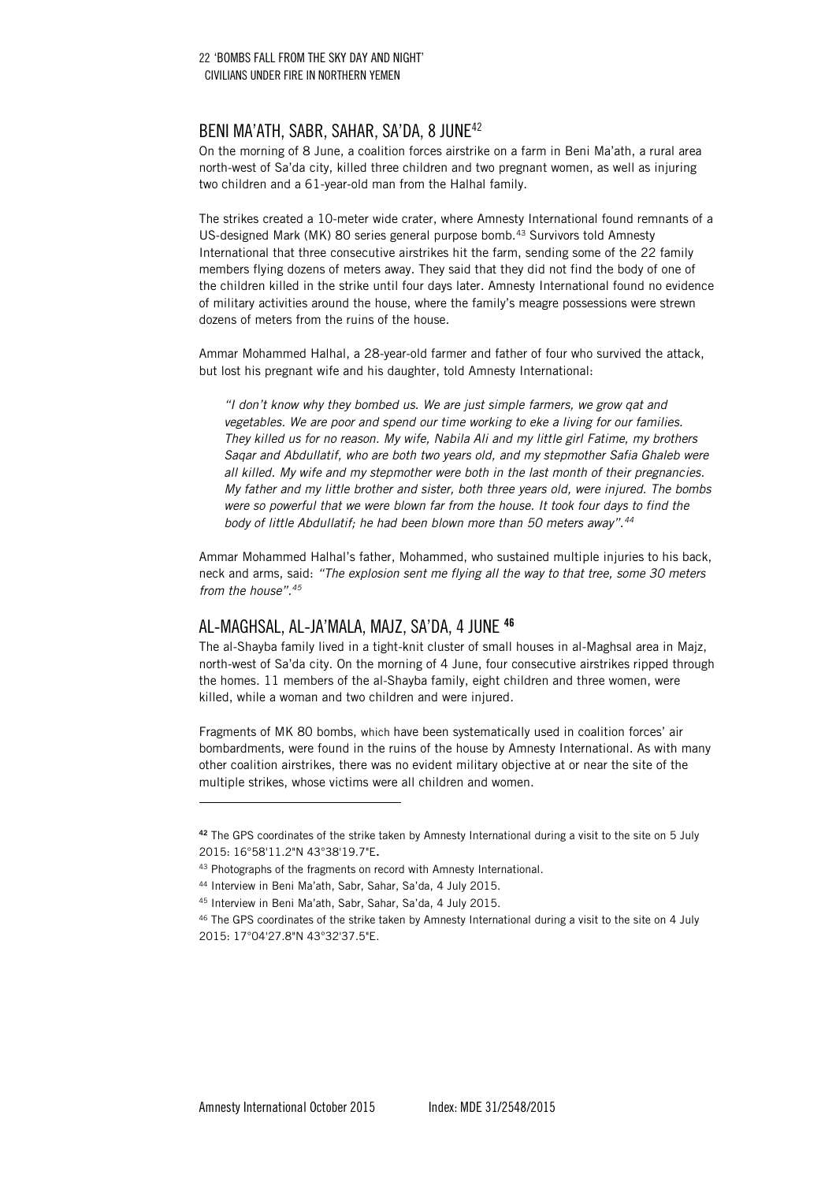## BENI MA'ATH, SABR, SAHAR, SA'DA, 8 JUNE[42]

On the morning of 8 June, a coalition forces airstrike on a farm in Beni Ma'ath, a rural area north-west of Sa'da city, killed three children and two pregnant women, as well as injuring two children and a 61-year-old man from the Halhal family.

The strikes created a 10-meter wide crater, where Amnesty International found remnants of a US-designed Mark (MK) 80 series general purpose bomb.[43] Survivors told Amnesty International that three consecutive airstrikes hit the farm, sending some of the 22 family members flying dozens of meters away. They said that they did not find the body of one of the children killed in the strike until four days later. Amnesty International found no evidence of military activities around the house, where the family's meagre possessions were strewn dozens of meters from the ruins of the house.

Ammar Mohammed Halhal, a 28-year-old farmer and father of four who survived the attack, but lost his pregnant wife and his daughter, told Amnesty International:

> *"I don't know why they bombed us. We are just simple farmers, we grow qat and vegetables. We are poor and spend our time working to eke a living for our families. They killed us for no reason. My wife, Nabila Ali and my little girl Fatime, my brothers Saqar and Abdullatif, who are both two years old, and my stepmother Safia Ghaleb were all killed. My wife and my stepmother were both in the last month of their pregnancies. My father and my little brother and sister, both three years old, were injured. The bombs were so powerful that we were blown far from the house. It took four days to find the body of little Abdullatif; he had been blown more than 50 meters away".*[44]

Ammar Mohammed Halhal's father, Mohammed, who sustained multiple injuries to his back, neck and arms, said: *"The explosion sent me flying all the way to that tree, some 30 meters from the house".*[45]

## AL-MAGHSAL, AL-JA'MALA, MAJZ, SA'DA, 4 JUNE [46]

The al-Shayba family lived in a tight-knit cluster of small houses in al-Maghsal area in Majz, north-west of Sa'da city. On the morning of 4 June, four consecutive airstrikes ripped through the homes. 11 members of the al-Shayba family, eight children and three women, were killed, while a woman and two children and were injured.

Fragments of MK 80 bombs, which have been systematically used in coalition forces' air bombardments, were found in the ruins of the house by Amnesty International. As with many other coalition airstrikes, there was no evident military objective at or near the site of the multiple strikes, whose victims were all children and women.

---

[42] The GPS coordinates of the strike taken by Amnesty International during a visit to the site on 5 July 2015: 16°58'11.2"N 43°38'19.7"E.

[43] Photographs of the fragments on record with Amnesty International.

[44] Interview in Beni Ma'ath, Sabr, Sahar, Sa'da, 4 July 2015.

[45] Interview in Beni Ma'ath, Sabr, Sahar, Sa'da, 4 July 2015.

[46] The GPS coordinates of the strike taken by Amnesty International during a visit to the site on 4 July 2015: 17°04'27.8"N 43°32'37.5"E.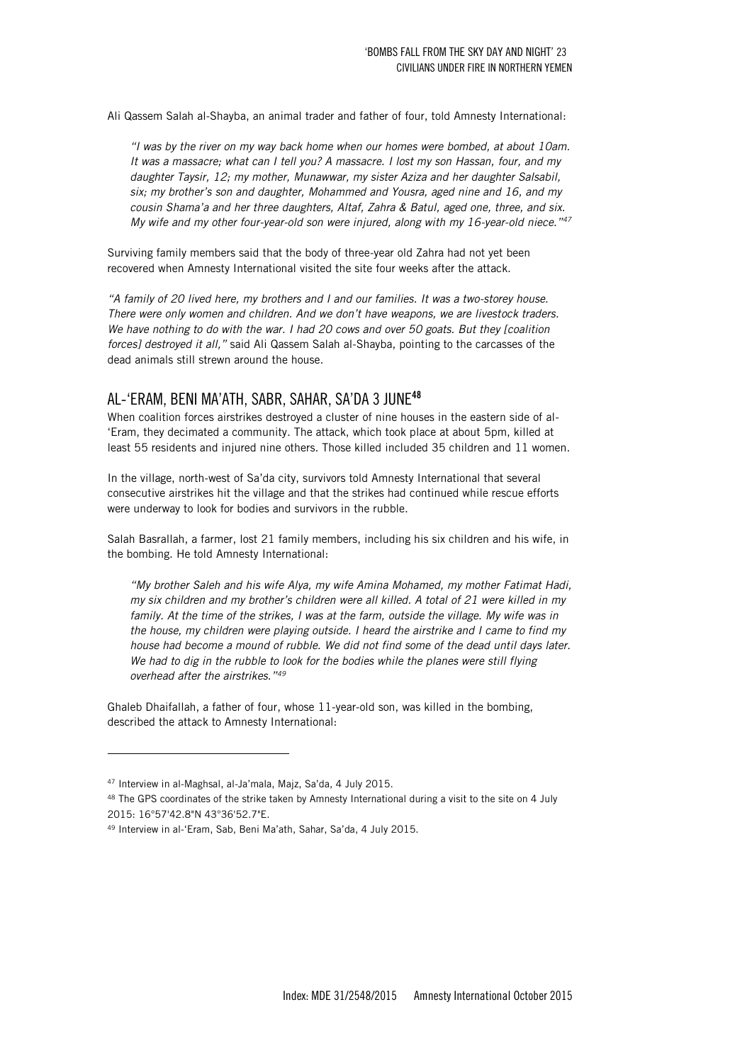Ali Qassem Salah al-Shayba, an animal trader and father of four, told Amnesty International:

> *"I was by the river on my way back home when our homes were bombed, at about 10am. It was a massacre; what can I tell you? A massacre. I lost my son Hassan, four, and my daughter Taysir, 12; my mother, Munawwar, my sister Aziza and her daughter Salsabil, six; my brother's son and daughter, Mohammed and Yousra, aged nine and 16, and my cousin Shama'a and her three daughters, Altaf, Zahra & Batul, aged one, three, and six. My wife and my other four-year-old son were injured, along with my 16-year-old niece."*[47]

Surviving family members said that the body of three-year old Zahra had not yet been recovered when Amnesty International visited the site four weeks after the attack.

*"A family of 20 lived here, my brothers and I and our families. It was a two-storey house. There were only women and children. And we don't have weapons, we are livestock traders. We have nothing to do with the war. I had 20 cows and over 50 goats. But they [coalition forces] destroyed it all,"* said Ali Qassem Salah al-Shayba, pointing to the carcasses of the dead animals still strewn around the house.

## AL-'ERAM, BENI MA'ATH, SABR, SAHAR, SA'DA 3 JUNE[48]

When coalition forces airstrikes destroyed a cluster of nine houses in the eastern side of al-'Eram, they decimated a community. The attack, which took place at about 5pm, killed at least 55 residents and injured nine others. Those killed included 35 children and 11 women.

In the village, north-west of Sa'da city, survivors told Amnesty International that several consecutive airstrikes hit the village and that the strikes had continued while rescue efforts were underway to look for bodies and survivors in the rubble.

Salah Basrallah, a farmer, lost 21 family members, including his six children and his wife, in the bombing. He told Amnesty International:

> *"My brother Saleh and his wife Alya, my wife Amina Mohamed, my mother Fatimat Hadi, my six children and my brother's children were all killed. A total of 21 were killed in my family. At the time of the strikes, I was at the farm, outside the village. My wife was in the house, my children were playing outside. I heard the airstrike and I came to find my house had become a mound of rubble. We did not find some of the dead until days later. We had to dig in the rubble to look for the bodies while the planes were still flying overhead after the airstrikes."*[49]

Ghaleb Dhaifallah, a father of four, whose 11-year-old son, was killed in the bombing, described the attack to Amnesty International:

---

[47] Interview in al-Maghsal, al-Ja'mala, Majz, Sa'da, 4 July 2015.

[48] The GPS coordinates of the strike taken by Amnesty International during a visit to the site on 4 July 2015: 16°57'42.8"N 43°36'52.7"E.

[49] Interview in al-'Eram, Sab, Beni Ma'ath, Sahar, Sa'da, 4 July 2015.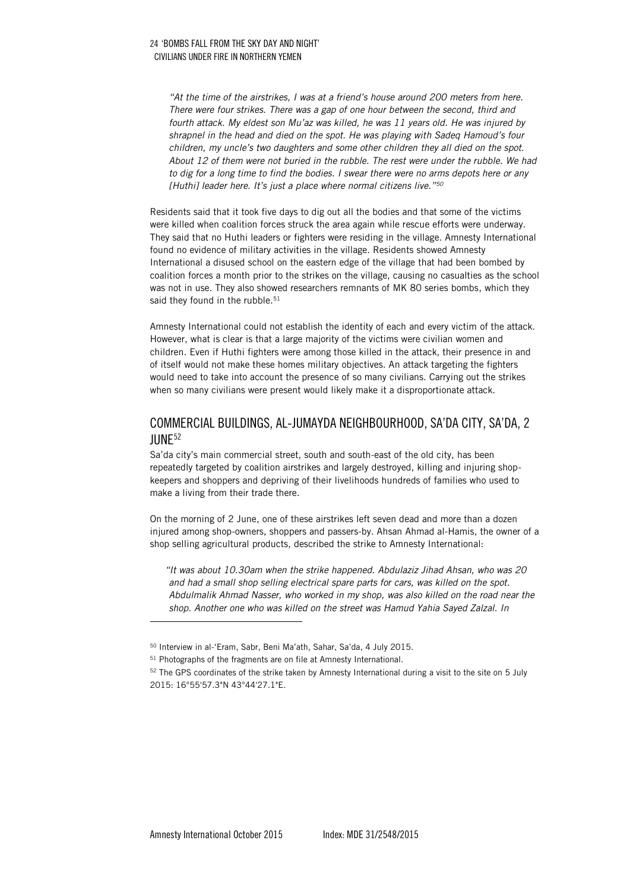*"At the time of the airstrikes, I was at a friend's house around 200 meters from here. There were four strikes. There was a gap of one hour between the second, third and fourth attack. My eldest son Mu'az was killed, he was 11 years old. He was injured by shrapnel in the head and died on the spot. He was playing with Sadeq Hamoud's four children, my uncle's two daughters and some other children they all died on the spot. About 12 of them were not buried in the rubble. The rest were under the rubble. We had to dig for a long time to find the bodies. I swear there were no arms depots here or any [Huthi] leader here. It's just a place where normal citizens live."*[50]

Residents said that it took five days to dig out all the bodies and that some of the victims were killed when coalition forces struck the area again while rescue efforts were underway. They said that no Huthi leaders or fighters were residing in the village. Amnesty International found no evidence of military activities in the village. Residents showed Amnesty International a disused school on the eastern edge of the village that had been bombed by coalition forces a month prior to the strikes on the village, causing no casualties as the school was not in use. They also showed researchers remnants of MK 80 series bombs, which they said they found in the rubble.[51]

Amnesty International could not establish the identity of each and every victim of the attack. However, what is clear is that a large majority of the victims were civilian women and children. Even if Huthi fighters were among those killed in the attack, their presence in and of itself would not make these homes military objectives. An attack targeting the fighters would need to take into account the presence of so many civilians. Carrying out the strikes when so many civilians were present would likely make it a disproportionate attack.

## COMMERCIAL BUILDINGS, AL-JUMAYDA NEIGHBOURHOOD, SA'DA CITY, SA'DA, 2 JUNE[52]

Sa'da city's main commercial street, south and south-east of the old city, has been repeatedly targeted by coalition airstrikes and largely destroyed, killing and injuring shop-keepers and shoppers and depriving of their livelihoods hundreds of families who used to make a living from their trade there.

On the morning of 2 June, one of these airstrikes left seven dead and more than a dozen injured among shop-owners, shoppers and passers-by. Ahsan Ahmad al-Hamis, the owner of a shop selling agricultural products, described the strike to Amnesty International:

*"It was about 10.30am when the strike happened. Abdulaziz Jihad Ahsan, who was 20 and had a small shop selling electrical spare parts for cars, was killed on the spot. Abdulmalik Ahmad Nasser, who worked in my shop, was also killed on the road near the shop. Another one who was killed on the street was Hamud Yahia Sayed Zalzal. In*

---

[50] Interview in al-'Eram, Sabr, Beni Ma'ath, Sahar, Sa'da, 4 July 2015.

[51] Photographs of the fragments are on file at Amnesty International.

[52] The GPS coordinates of the strike taken by Amnesty International during a visit to the site on 5 July 2015: 16°55'57.3"N 43°44'27.1"E.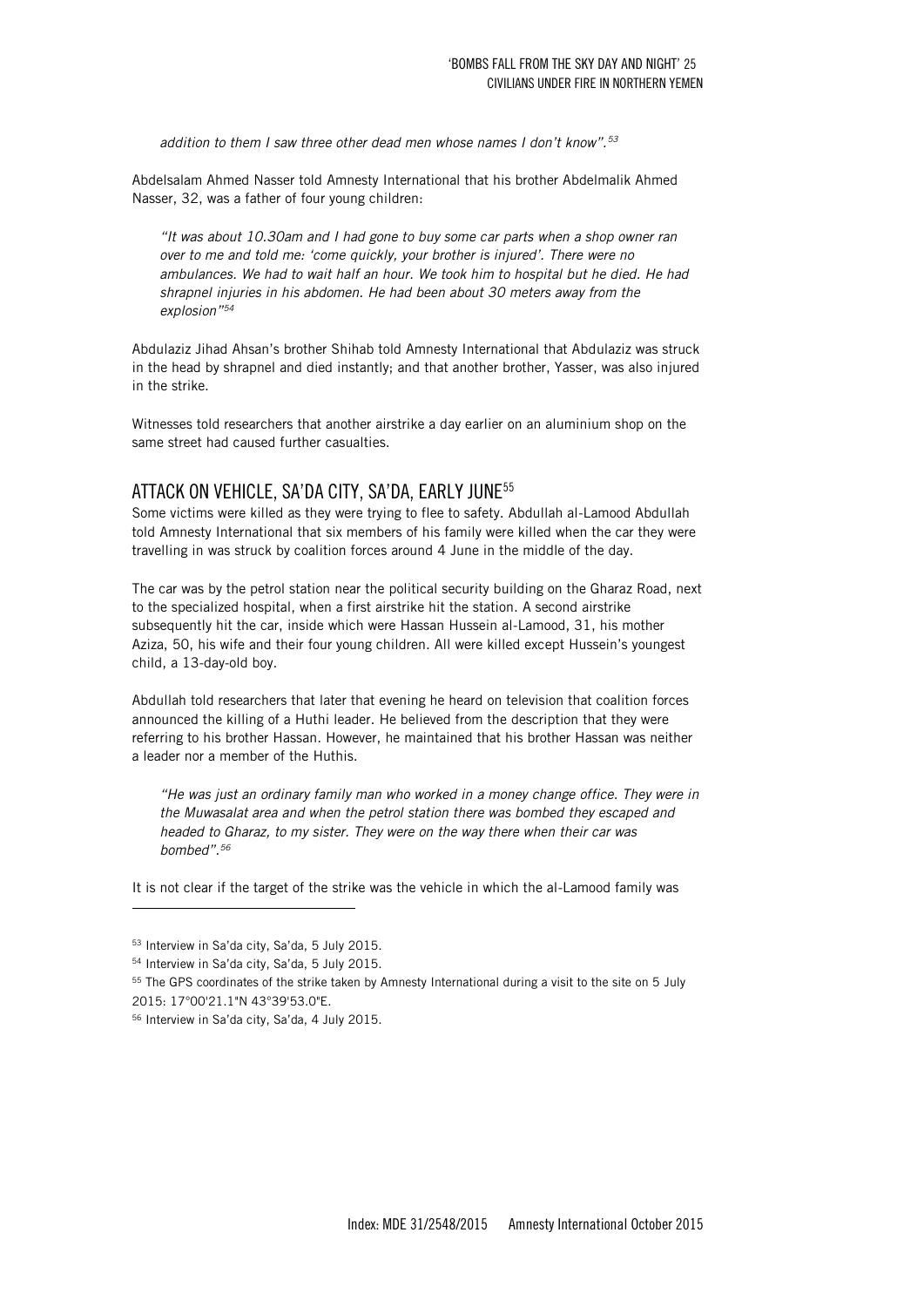*addition to them I saw three other dead men whose names I don't know".[53]*

Abdelsalam Ahmed Nasser told Amnesty International that his brother Abdelmalik Ahmed Nasser, 32, was a father of four young children:

> *"It was about 10.30am and I had gone to buy some car parts when a shop owner ran over to me and told me: 'come quickly, your brother is injured'. There were no ambulances. We had to wait half an hour. We took him to hospital but he died. He had shrapnel injuries in his abdomen. He had been about 30 meters away from the explosion"[54]*

Abdulaziz Jihad Ahsan's brother Shihab told Amnesty International that Abdulaziz was struck in the head by shrapnel and died instantly; and that another brother, Yasser, was also injured in the strike.

Witnesses told researchers that another airstrike a day earlier on an aluminium shop on the same street had caused further casualties.

## ATTACK ON VEHICLE, SA'DA CITY, SA'DA, EARLY JUNE[55]

Some victims were killed as they were trying to flee to safety. Abdullah al-Lamood Abdullah told Amnesty International that six members of his family were killed when the car they were travelling in was struck by coalition forces around 4 June in the middle of the day.

The car was by the petrol station near the political security building on the Gharaz Road, next to the specialized hospital, when a first airstrike hit the station. A second airstrike subsequently hit the car, inside which were Hassan Hussein al-Lamood, 31, his mother Aziza, 50, his wife and their four young children. All were killed except Hussein's youngest child, a 13-day-old boy.

Abdullah told researchers that later that evening he heard on television that coalition forces announced the killing of a Huthi leader. He believed from the description that they were referring to his brother Hassan. However, he maintained that his brother Hassan was neither a leader nor a member of the Huthis.

> *"He was just an ordinary family man who worked in a money change office. They were in the Muwasalat area and when the petrol station there was bombed they escaped and headed to Gharaz, to my sister. They were on the way there when their car was bombed".[56]*

It is not clear if the target of the strike was the vehicle in which the al-Lamood family was

---

[53] Interview in Sa'da city, Sa'da, 5 July 2015.

[54] Interview in Sa'da city, Sa'da, 5 July 2015.

[55] The GPS coordinates of the strike taken by Amnesty International during a visit to the site on 5 July 2015: 17°00'21.1"N 43°39'53.0"E.

[56] Interview in Sa'da city, Sa'da, 4 July 2015.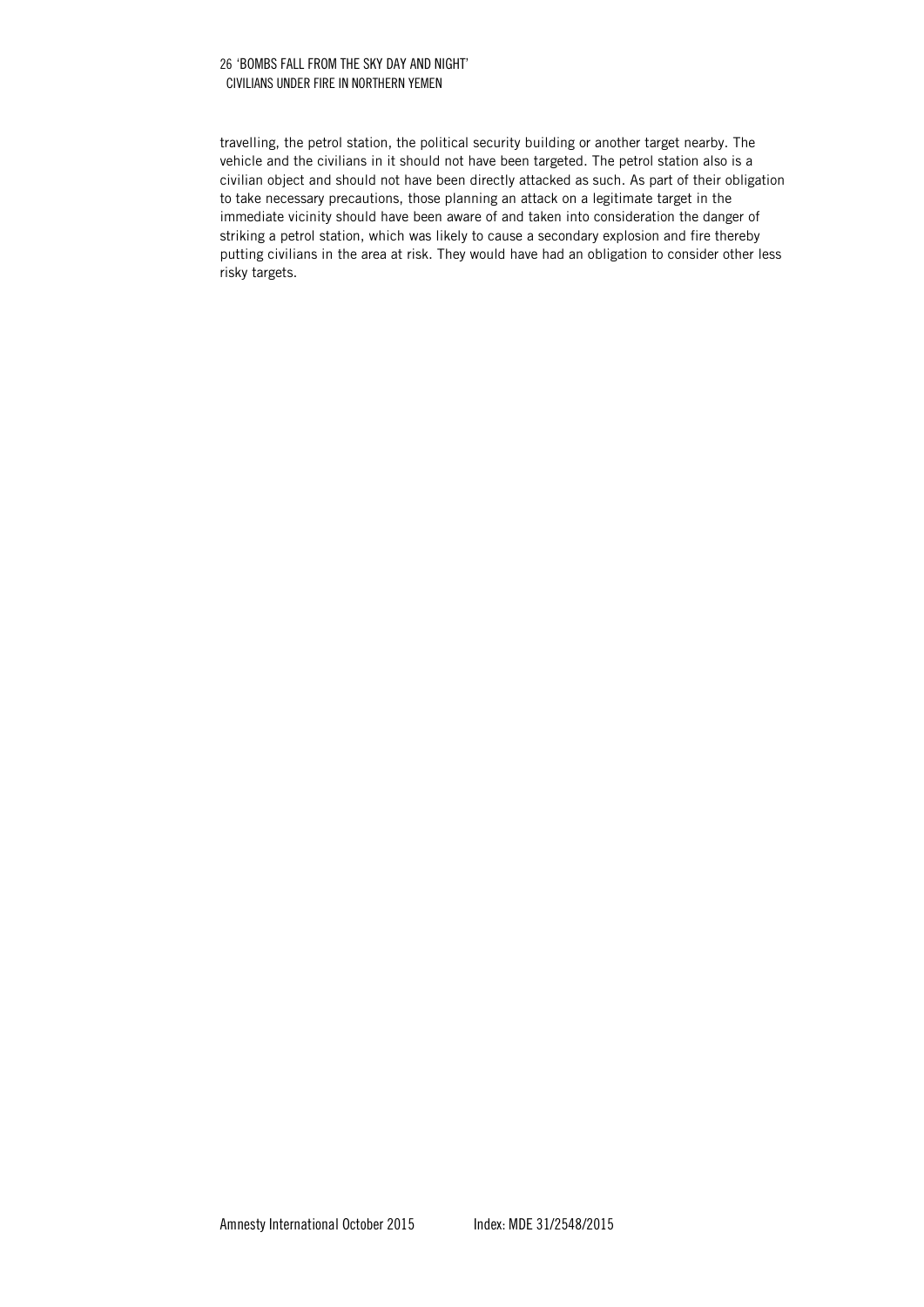travelling, the petrol station, the political security building or another target nearby. The vehicle and the civilians in it should not have been targeted. The petrol station also is a civilian object and should not have been directly attacked as such. As part of their obligation to take necessary precautions, those planning an attack on a legitimate target in the immediate vicinity should have been aware of and taken into consideration the danger of striking a petrol station, which was likely to cause a secondary explosion and fire thereby putting civilians in the area at risk. They would have had an obligation to consider other less risky targets.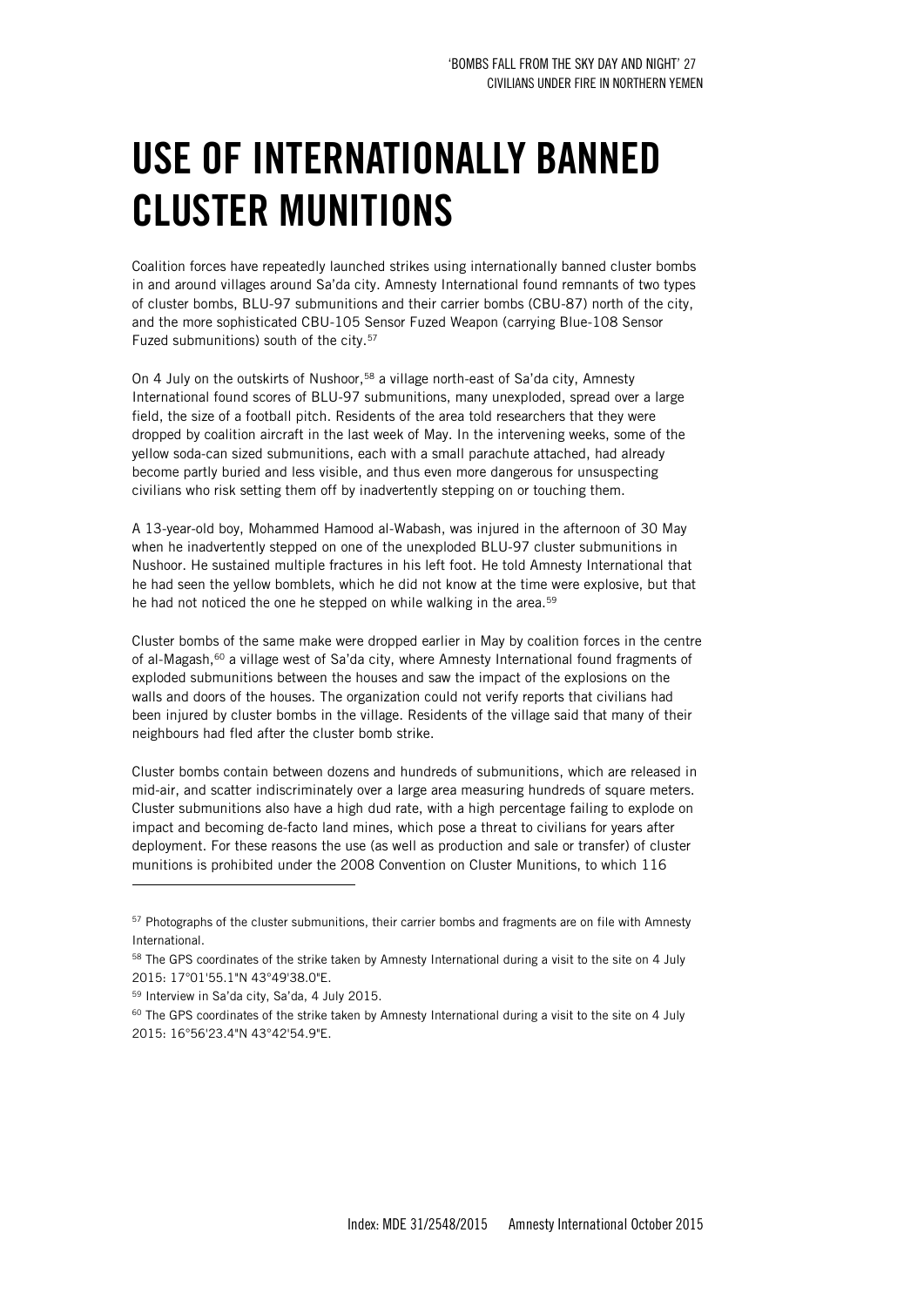# USE OF INTERNATIONALLY BANNED CLUSTER MUNITIONS

Coalition forces have repeatedly launched strikes using internationally banned cluster bombs in and around villages around Sa'da city. Amnesty International found remnants of two types of cluster bombs, BLU-97 submunitions and their carrier bombs (CBU-87) north of the city, and the more sophisticated CBU-105 Sensor Fuzed Weapon (carrying Blue-108 Sensor Fuzed submunitions) south of the city.[57]

On 4 July on the outskirts of Nushoor,[58] a village north-east of Sa'da city, Amnesty International found scores of BLU-97 submunitions, many unexploded, spread over a large field, the size of a football pitch. Residents of the area told researchers that they were dropped by coalition aircraft in the last week of May. In the intervening weeks, some of the yellow soda-can sized submunitions, each with a small parachute attached, had already become partly buried and less visible, and thus even more dangerous for unsuspecting civilians who risk setting them off by inadvertently stepping on or touching them.

A 13-year-old boy, Mohammed Hamood al-Wabash, was injured in the afternoon of 30 May when he inadvertently stepped on one of the unexploded BLU-97 cluster submunitions in Nushoor. He sustained multiple fractures in his left foot. He told Amnesty International that he had seen the yellow bomblets, which he did not know at the time were explosive, but that he had not noticed the one he stepped on while walking in the area.[59]

Cluster bombs of the same make were dropped earlier in May by coalition forces in the centre of al-Magash,[60] a village west of Sa'da city, where Amnesty International found fragments of exploded submunitions between the houses and saw the impact of the explosions on the walls and doors of the houses. The organization could not verify reports that civilians had been injured by cluster bombs in the village. Residents of the village said that many of their neighbours had fled after the cluster bomb strike.

Cluster bombs contain between dozens and hundreds of submunitions, which are released in mid-air, and scatter indiscriminately over a large area measuring hundreds of square meters. Cluster submunitions also have a high dud rate, with a high percentage failing to explode on impact and becoming de-facto land mines, which pose a threat to civilians for years after deployment. For these reasons the use (as well as production and sale or transfer) of cluster munitions is prohibited under the 2008 Convention on Cluster Munitions, to which 116

---

[57] Photographs of the cluster submunitions, their carrier bombs and fragments are on file with Amnesty International.

[58] The GPS coordinates of the strike taken by Amnesty International during a visit to the site on 4 July 2015: 17°01'55.1"N 43°49'38.0"E.

[59] Interview in Sa'da city, Sa'da, 4 July 2015.

[60] The GPS coordinates of the strike taken by Amnesty International during a visit to the site on 4 July 2015: 16°56'23.4"N 43°42'54.9"E.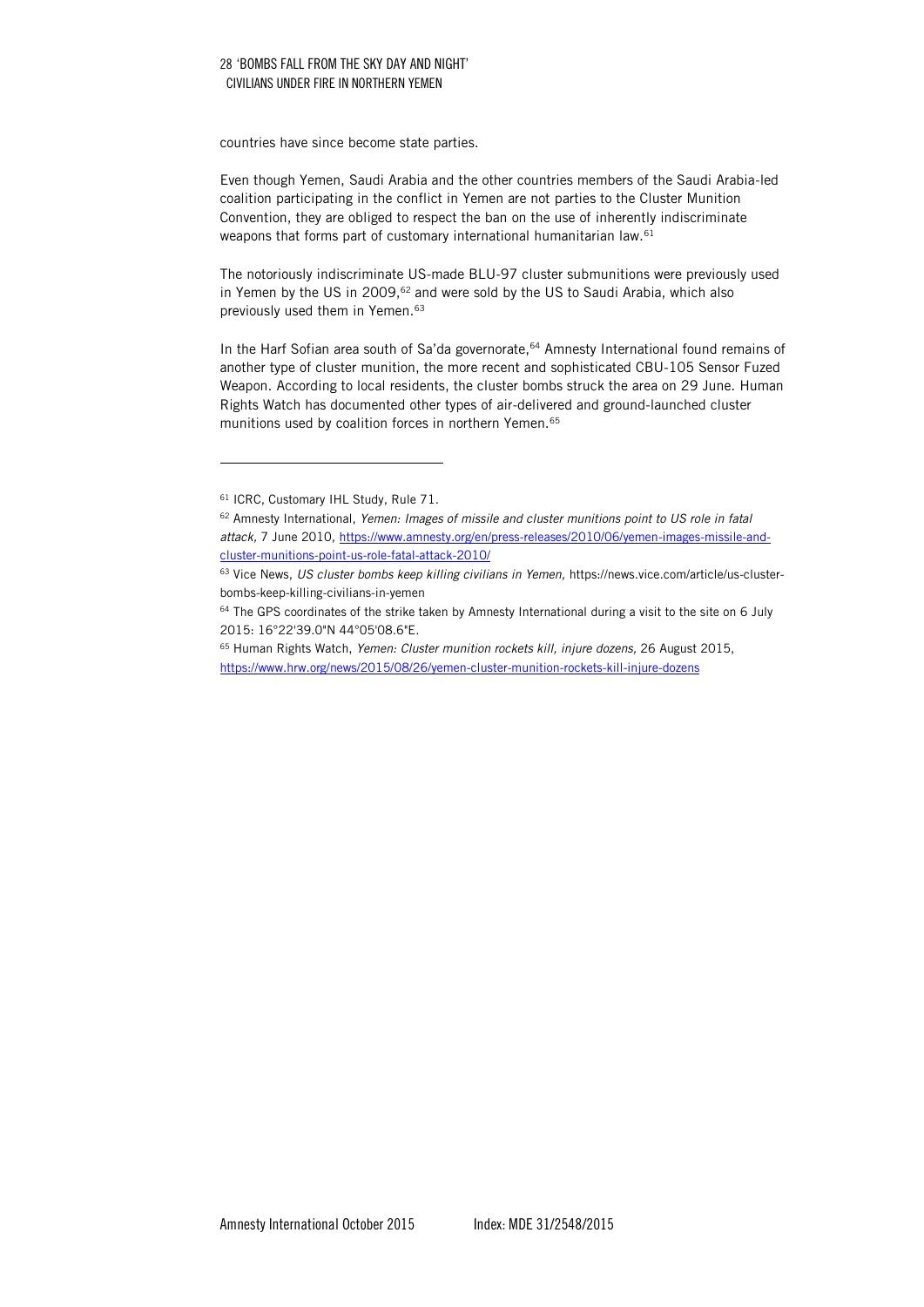countries have since become state parties.

Even though Yemen, Saudi Arabia and the other countries members of the Saudi Arabia-led coalition participating in the conflict in Yemen are not parties to the Cluster Munition Convention, they are obliged to respect the ban on the use of inherently indiscriminate weapons that forms part of customary international humanitarian law.[61]

The notoriously indiscriminate US-made BLU-97 cluster submunitions were previously used in Yemen by the US in 2009,[62] and were sold by the US to Saudi Arabia, which also previously used them in Yemen.[63]

In the Harf Sofian area south of Sa'da governorate,[64] Amnesty International found remains of another type of cluster munition, the more recent and sophisticated CBU-105 Sensor Fuzed Weapon. According to local residents, the cluster bombs struck the area on 29 June. Human Rights Watch has documented other types of air-delivered and ground-launched cluster munitions used by coalition forces in northern Yemen.[65]

---

[61] ICRC, Customary IHL Study, Rule 71.

[62] Amnesty International, *Yemen: Images of missile and cluster munitions point to US role in fatal attack,* 7 June 2010, https://www.amnesty.org/en/press-releases/2010/06/yemen-images-missile-and-cluster-munitions-point-us-role-fatal-attack-2010/

[63] Vice News, *US cluster bombs keep killing civilians in Yemen,* https://news.vice.com/article/us-cluster-bombs-keep-killing-civilians-in-yemen

[64] The GPS coordinates of the strike taken by Amnesty International during a visit to the site on 6 July 2015: 16°22'39.0"N 44°05'08.6"E.

[65] Human Rights Watch, *Yemen: Cluster munition rockets kill, injure dozens,* 26 August 2015, https://www.hrw.org/news/2015/08/26/yemen-cluster-munition-rockets-kill-injure-dozens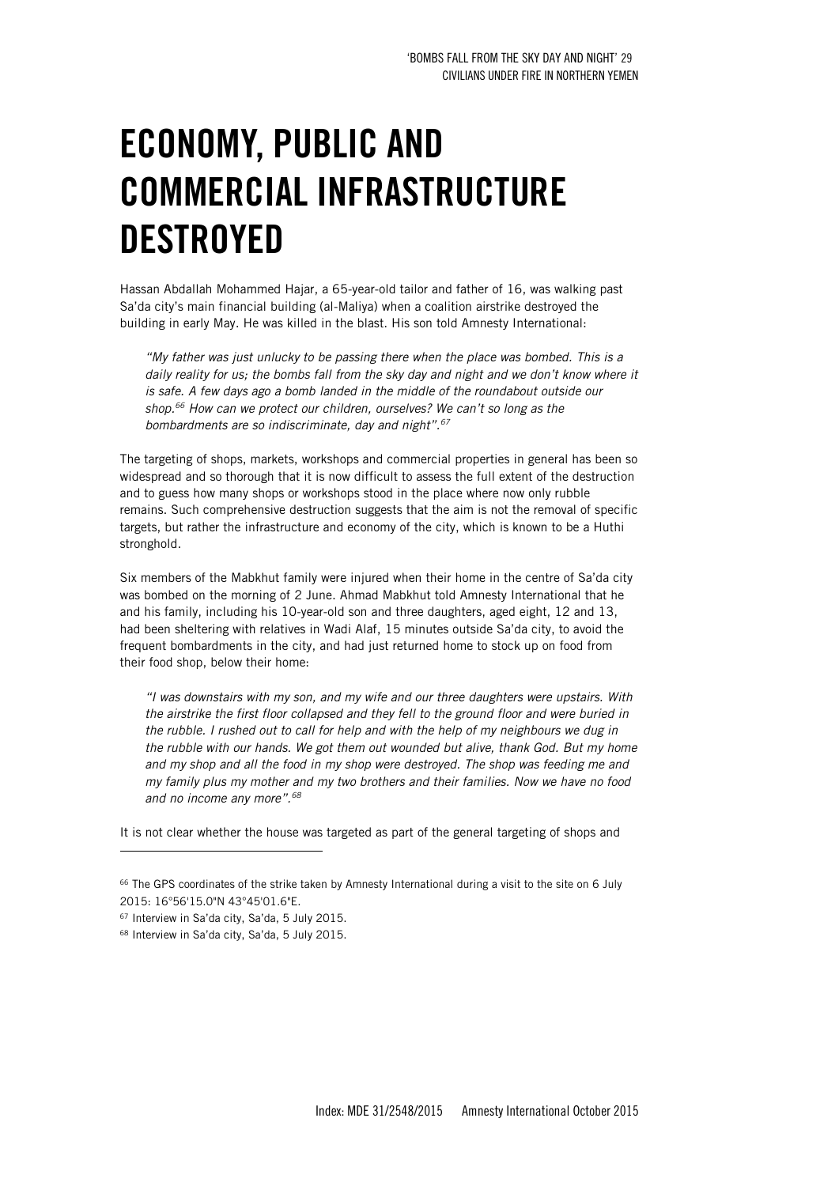# ECONOMY, PUBLIC AND COMMERCIAL INFRASTRUCTURE DESTROYED

Hassan Abdallah Mohammed Hajar, a 65-year-old tailor and father of 16, was walking past Sa'da city's main financial building (al-Maliya) when a coalition airstrike destroyed the building in early May. He was killed in the blast. His son told Amnesty International:

> *"My father was just unlucky to be passing there when the place was bombed. This is a daily reality for us; the bombs fall from the sky day and night and we don't know where it is safe. A few days ago a bomb landed in the middle of the roundabout outside our shop.[66] How can we protect our children, ourselves? We can't so long as the bombardments are so indiscriminate, day and night".[67]*

The targeting of shops, markets, workshops and commercial properties in general has been so widespread and so thorough that it is now difficult to assess the full extent of the destruction and to guess how many shops or workshops stood in the place where now only rubble remains. Such comprehensive destruction suggests that the aim is not the removal of specific targets, but rather the infrastructure and economy of the city, which is known to be a Huthi stronghold.

Six members of the Mabkhut family were injured when their home in the centre of Sa'da city was bombed on the morning of 2 June. Ahmad Mabkhut told Amnesty International that he and his family, including his 10-year-old son and three daughters, aged eight, 12 and 13, had been sheltering with relatives in Wadi Alaf, 15 minutes outside Sa'da city, to avoid the frequent bombardments in the city, and had just returned home to stock up on food from their food shop, below their home:

> *"I was downstairs with my son, and my wife and our three daughters were upstairs. With the airstrike the first floor collapsed and they fell to the ground floor and were buried in the rubble. I rushed out to call for help and with the help of my neighbours we dug in the rubble with our hands. We got them out wounded but alive, thank God. But my home and my shop and all the food in my shop were destroyed. The shop was feeding me and my family plus my mother and my two brothers and their families. Now we have no food and no income any more".[68]*

It is not clear whether the house was targeted as part of the general targeting of shops and

---

[66] The GPS coordinates of the strike taken by Amnesty International during a visit to the site on 6 July 2015: 16°56'15.0"N 43°45'01.6"E.

[67] Interview in Sa'da city, Sa'da, 5 July 2015.

[68] Interview in Sa'da city, Sa'da, 5 July 2015.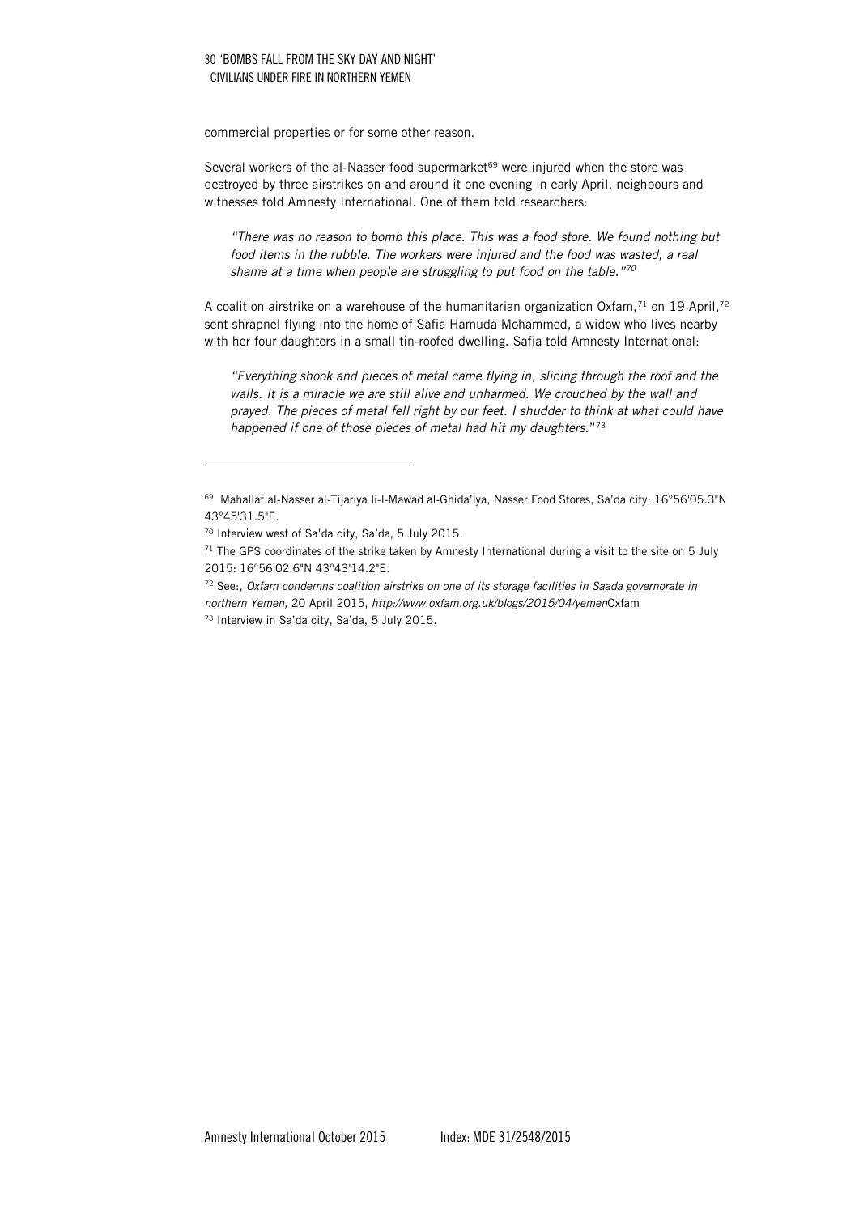commercial properties or for some other reason.

Several workers of the al-Nasser food supermarket[69] were injured when the store was destroyed by three airstrikes on and around it one evening in early April, neighbours and witnesses told Amnesty International. One of them told researchers:

> *"There was no reason to bomb this place. This was a food store. We found nothing but food items in the rubble. The workers were injured and the food was wasted, a real shame at a time when people are struggling to put food on the table."*[70]

A coalition airstrike on a warehouse of the humanitarian organization Oxfam,[71] on 19 April,[72] sent shrapnel flying into the home of Safia Hamuda Mohammed, a widow who lives nearby with her four daughters in a small tin-roofed dwelling. Safia told Amnesty International:

> *"Everything shook and pieces of metal came flying in, slicing through the roof and the walls. It is a miracle we are still alive and unharmed. We crouched by the wall and prayed. The pieces of metal fell right by our feet. I shudder to think at what could have happened if one of those pieces of metal had hit my daughters."*[73]

---

[69] Mahallat al-Nasser al-Tijariya li-l-Mawad al-Ghida'iya, Nasser Food Stores, Sa'da city: 16°56'05.3"N 43°45'31.5"E.

[70] Interview west of Sa'da city, Sa'da, 5 July 2015.

[71] The GPS coordinates of the strike taken by Amnesty International during a visit to the site on 5 July 2015: 16°56'02.6"N 43°43'14.2"E.

[72] See:, *Oxfam condemns coalition airstrike on one of its storage facilities in Saada governorate in northern Yemen,* 20 April 2015, *http://www.oxfam.org.uk/blogs/2015/04/yemen*Oxfam

[73] Interview in Sa'da city, Sa'da, 5 July 2015.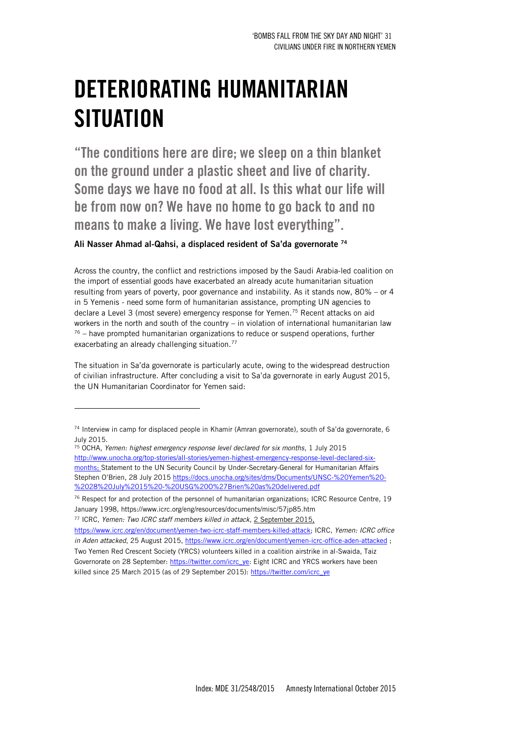# DETERIORATING HUMANITARIAN SITUATION

**"The conditions here are dire; we sleep on a thin blanket on the ground under a plastic sheet and live of charity. Some days we have no food at all. Is this what our life will be from now on? We have no home to go back to and no means to make a living. We have lost everything".**

**Ali Nasser Ahmad al-Qahsi, a displaced resident of Sa'da governorate [74]**

Across the country, the conflict and restrictions imposed by the Saudi Arabia-led coalition on the import of essential goods have exacerbated an already acute humanitarian situation resulting from years of poverty, poor governance and instability. As it stands now, 80% – or 4 in 5 Yemenis - need some form of humanitarian assistance, prompting UN agencies to declare a Level 3 (most severe) emergency response for Yemen.[75] Recent attacks on aid workers in the north and south of the country – in violation of international humanitarian law [76] – have prompted humanitarian organizations to reduce or suspend operations, further exacerbating an already challenging situation.[77]

The situation in Sa'da governorate is particularly acute, owing to the widespread destruction of civilian infrastructure. After concluding a visit to Sa'da governorate in early August 2015, the UN Humanitarian Coordinator for Yemen said:

---

[74] Interview in camp for displaced people in Khamir (Amran governorate), south of Sa'da governorate, 6 July 2015.

[75] OCHA, *Yemen: highest emergency response level declared for six months*, 1 July 2015 http://www.unocha.org/top-stories/all-stories/yemen-highest-emergency-response-level-declared-six-months; Statement to the UN Security Council by Under-Secretary-General for Humanitarian Affairs Stephen O'Brien, 28 July 2015 https://docs.unocha.org/sites/dms/Documents/UNSC-%20Yemen%20-%2028%20July%2015%20-%20USG%20O%27Brien%20as%20delivered.pdf

[76] Respect for and protection of the personnel of humanitarian organizations; ICRC Resource Centre, 19 January 1998, https://www.icrc.org/eng/resources/documents/misc/57jp85.htm

[77] ICRC, *Yemen: Two ICRC staff members killed in attack,* 2 September 2015, https://www.icrc.org/en/document/yemen-two-icrc-staff-members-killed-attack; ICRC, *Yemen: ICRC office in Aden attacked*, 25 August 2015, https://www.icrc.org/en/document/yemen-icrc-office-aden-attacked ; Two Yemen Red Crescent Society (YRCS) volunteers killed in a coalition airstrike in al-Swaida, Taiz Governorate on 28 September: https://twitter.com/icrc_ye: Eight ICRC and YRCS workers have been killed since 25 March 2015 (as of 29 September 2015): https://twitter.com/icrc_ye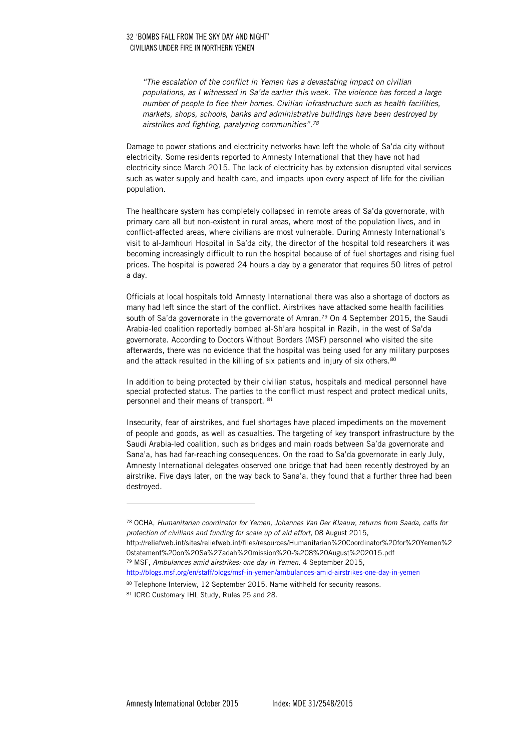*"The escalation of the conflict in Yemen has a devastating impact on civilian populations, as I witnessed in Sa'da earlier this week. The violence has forced a large number of people to flee their homes. Civilian infrastructure such as health facilities, markets, shops, schools, banks and administrative buildings have been destroyed by airstrikes and fighting, paralyzing communities".*[78]

Damage to power stations and electricity networks have left the whole of Sa'da city without electricity. Some residents reported to Amnesty International that they have not had electricity since March 2015. The lack of electricity has by extension disrupted vital services such as water supply and health care, and impacts upon every aspect of life for the civilian population.

The healthcare system has completely collapsed in remote areas of Sa'da governorate, with primary care all but non-existent in rural areas, where most of the population lives, and in conflict-affected areas, where civilians are most vulnerable. During Amnesty International's visit to al-Jamhouri Hospital in Sa'da city, the director of the hospital told researchers it was becoming increasingly difficult to run the hospital because of of fuel shortages and rising fuel prices. The hospital is powered 24 hours a day by a generator that requires 50 litres of petrol a day.

Officials at local hospitals told Amnesty International there was also a shortage of doctors as many had left since the start of the conflict. Airstrikes have attacked some health facilities south of Sa'da governorate in the governorate of Amran.[79] On 4 September 2015, the Saudi Arabia-led coalition reportedly bombed al-Sh'ara hospital in Razih, in the west of Sa'da governorate. According to Doctors Without Borders (MSF) personnel who visited the site afterwards, there was no evidence that the hospital was being used for any military purposes and the attack resulted in the killing of six patients and injury of six others.[80]

In addition to being protected by their civilian status, hospitals and medical personnel have special protected status. The parties to the conflict must respect and protect medical units, personnel and their means of transport. [81]

Insecurity, fear of airstrikes, and fuel shortages have placed impediments on the movement of people and goods, as well as casualties. The targeting of key transport infrastructure by the Saudi Arabia-led coalition, such as bridges and main roads between Sa'da governorate and Sana'a, has had far-reaching consequences. On the road to Sa'da governorate in early July, Amnesty International delegates observed one bridge that had been recently destroyed by an airstrike. Five days later, on the way back to Sana'a, they found that a further three had been destroyed.

---

[78] OCHA, *Humanitarian coordinator for Yemen, Johannes Van Der Klaauw, returns from Saada, calls for protection of civilians and funding for scale up of aid effort,* 08 August 2015, http://reliefweb.int/sites/reliefweb.int/files/resources/Humanitarian%20Coordinator%20for%20Yemen%20statement%20on%20Sa%27adah%20mission%20-%208%20August%202015.pdf

[79] MSF, *Ambulances amid airstrikes: one day in Yemen,* 4 September 2015, http://blogs.msf.org/en/staff/blogs/msf-in-yemen/ambulances-amid-airstrikes-one-day-in-yemen

[80] Telephone Interview, 12 September 2015. Name withheld for security reasons.

[81] ICRC Customary IHL Study, Rules 25 and 28.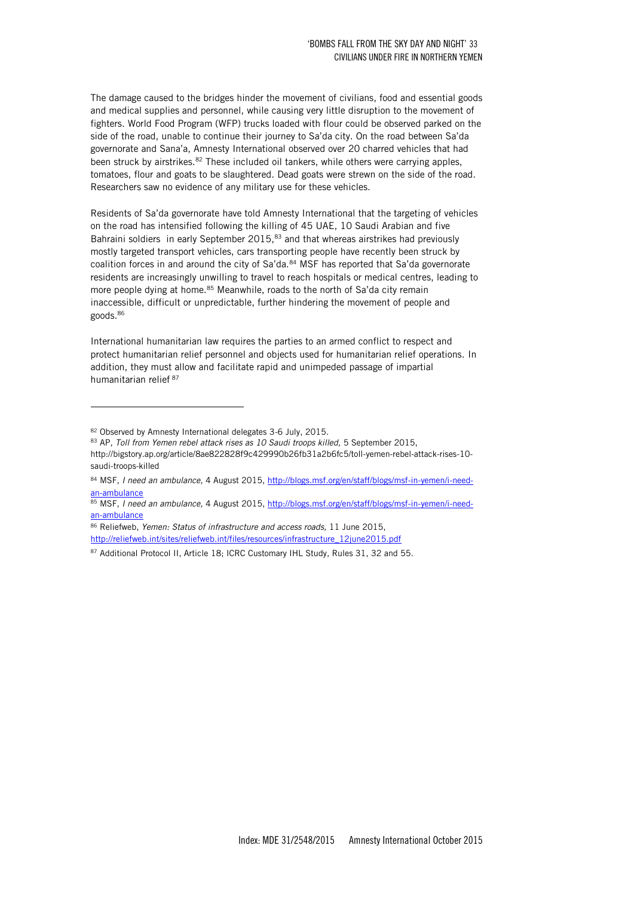The damage caused to the bridges hinder the movement of civilians, food and essential goods and medical supplies and personnel, while causing very little disruption to the movement of fighters. World Food Program (WFP) trucks loaded with flour could be observed parked on the side of the road, unable to continue their journey to Sa'da city. On the road between Sa'da governorate and Sana'a, Amnesty International observed over 20 charred vehicles that had been struck by airstrikes.[82] These included oil tankers, while others were carrying apples, tomatoes, flour and goats to be slaughtered. Dead goats were strewn on the side of the road. Researchers saw no evidence of any military use for these vehicles.

Residents of Sa'da governorate have told Amnesty International that the targeting of vehicles on the road has intensified following the killing of 45 UAE, 10 Saudi Arabian and five Bahraini soldiers in early September 2015,[83] and that whereas airstrikes had previously mostly targeted transport vehicles, cars transporting people have recently been struck by coalition forces in and around the city of Sa'da.[84] MSF has reported that Sa'da governorate residents are increasingly unwilling to travel to reach hospitals or medical centres, leading to more people dying at home.[85] Meanwhile, roads to the north of Sa'da city remain inaccessible, difficult or unpredictable, further hindering the movement of people and goods.[86]

International humanitarian law requires the parties to an armed conflict to respect and protect humanitarian relief personnel and objects used for humanitarian relief operations. In addition, they must allow and facilitate rapid and unimpeded passage of impartial humanitarian relief [87]

---

[82] Observed by Amnesty International delegates 3-6 July, 2015.

[83] AP, *Toll from Yemen rebel attack rises as 10 Saudi troops killed,* 5 September 2015, http://bigstory.ap.org/article/8ae822828f9c429990b26fb31a2b6fc5/toll-yemen-rebel-attack-rises-10-saudi-troops-killed

[84] MSF, *I need an ambulance,* 4 August 2015, http://blogs.msf.org/en/staff/blogs/msf-in-yemen/i-need-an-ambulance

[85] MSF, *I need an ambulance,* 4 August 2015, http://blogs.msf.org/en/staff/blogs/msf-in-yemen/i-need-an-ambulance

[86] Reliefweb, *Yemen: Status of infrastructure and access roads,* 11 June 2015, http://reliefweb.int/sites/reliefweb.int/files/resources/infrastructure_12june2015.pdf

[87] Additional Protocol II, Article 18; ICRC Customary IHL Study, Rules 31, 32 and 55.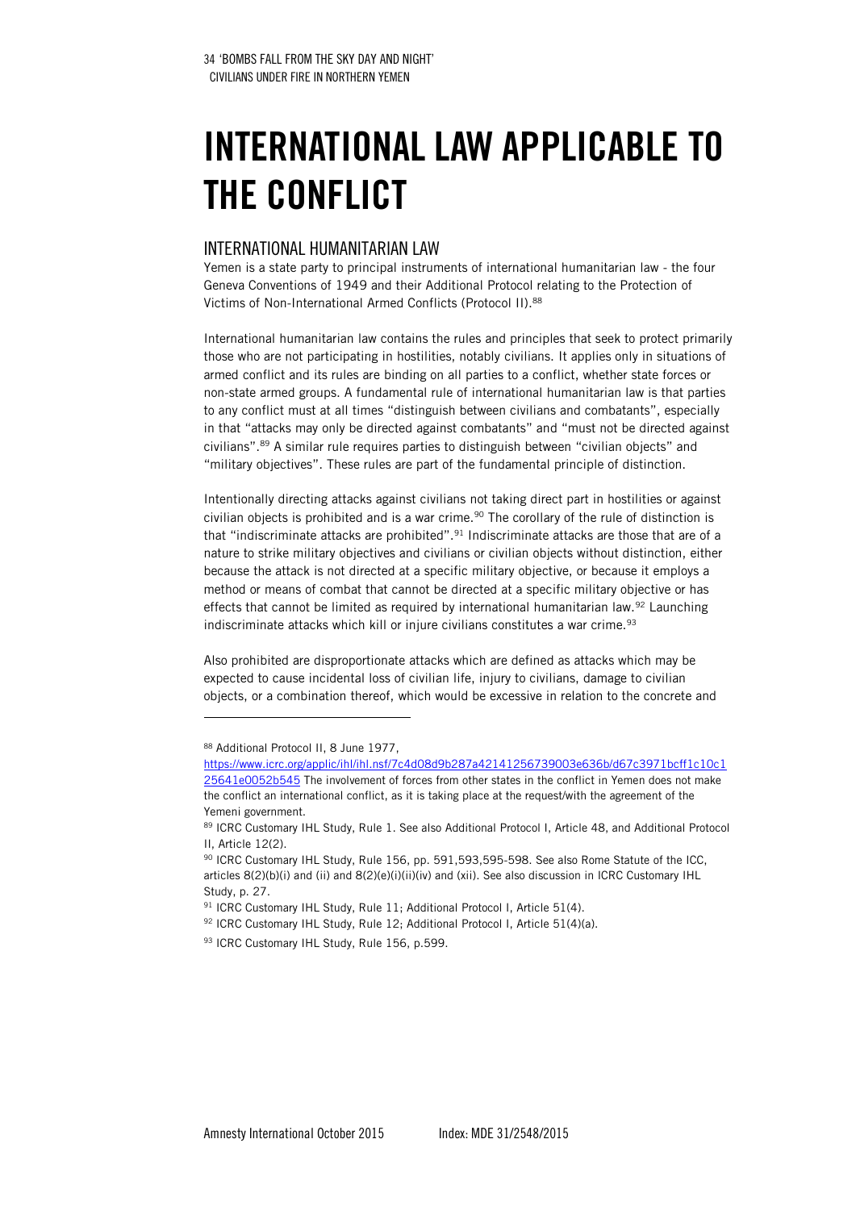# INTERNATIONAL LAW APPLICABLE TO THE CONFLICT

## INTERNATIONAL HUMANITARIAN LAW

Yemen is a state party to principal instruments of international humanitarian law - the four Geneva Conventions of 1949 and their Additional Protocol relating to the Protection of Victims of Non-International Armed Conflicts (Protocol II).[88]

International humanitarian law contains the rules and principles that seek to protect primarily those who are not participating in hostilities, notably civilians. It applies only in situations of armed conflict and its rules are binding on all parties to a conflict, whether state forces or non-state armed groups. A fundamental rule of international humanitarian law is that parties to any conflict must at all times "distinguish between civilians and combatants", especially in that "attacks may only be directed against combatants" and "must not be directed against civilians".[89] A similar rule requires parties to distinguish between "civilian objects" and "military objectives". These rules are part of the fundamental principle of distinction.

Intentionally directing attacks against civilians not taking direct part in hostilities or against civilian objects is prohibited and is a war crime.[90] The corollary of the rule of distinction is that "indiscriminate attacks are prohibited".[91] Indiscriminate attacks are those that are of a nature to strike military objectives and civilians or civilian objects without distinction, either because the attack is not directed at a specific military objective, or because it employs a method or means of combat that cannot be directed at a specific military objective or has effects that cannot be limited as required by international humanitarian law.[92] Launching indiscriminate attacks which kill or injure civilians constitutes a war crime.[93]

Also prohibited are disproportionate attacks which are defined as attacks which may be expected to cause incidental loss of civilian life, injury to civilians, damage to civilian objects, or a combination thereof, which would be excessive in relation to the concrete and

---

[88] Additional Protocol II, 8 June 1977, https://www.icrc.org/applic/ihl/ihl.nsf/7c4d08d9b287a42141256739003e636b/d67c3971bcff1c10c125641e0052b545 The involvement of forces from other states in the conflict in Yemen does not make the conflict an international conflict, as it is taking place at the request/with the agreement of the Yemeni government.

[89] ICRC Customary IHL Study, Rule 1. See also Additional Protocol I, Article 48, and Additional Protocol II, Article 12(2).

[90] ICRC Customary IHL Study, Rule 156, pp. 591,593,595-598. See also Rome Statute of the ICC, articles 8(2)(b)(i) and (ii) and 8(2)(e)(i)(ii)(iv) and (xii). See also discussion in ICRC Customary IHL Study, p. 27.

[91] ICRC Customary IHL Study, Rule 11; Additional Protocol I, Article 51(4).

[92] ICRC Customary IHL Study, Rule 12; Additional Protocol I, Article 51(4)(a).

[93] ICRC Customary IHL Study, Rule 156, p.599.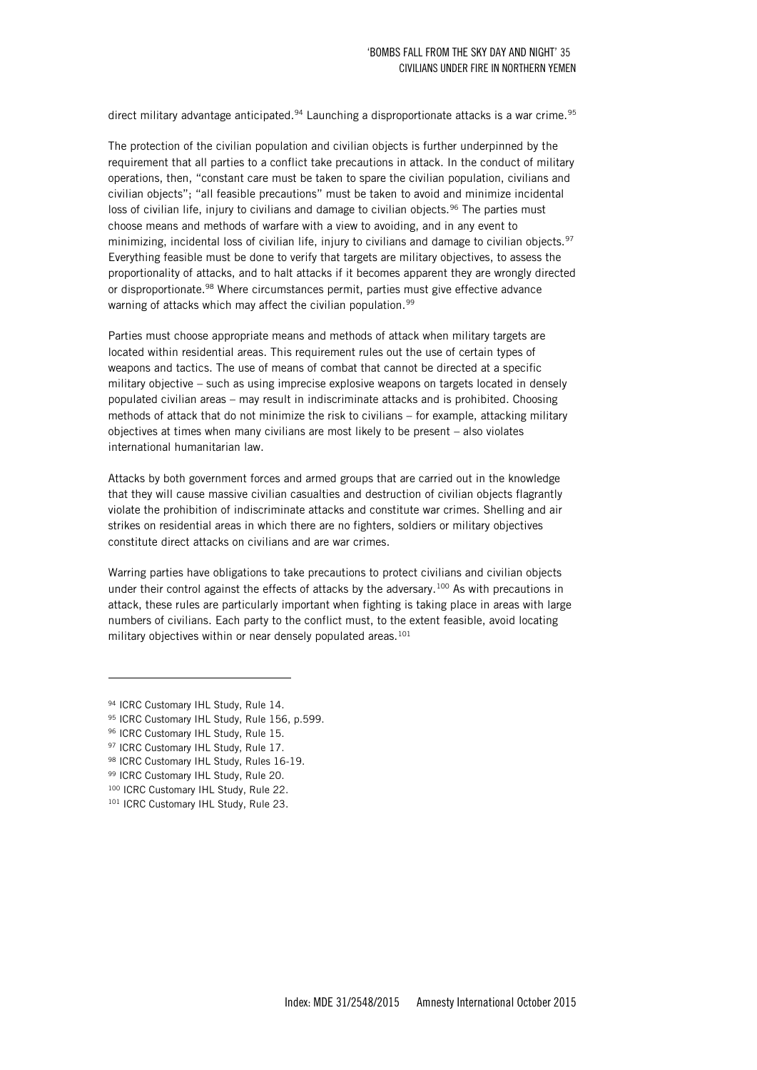direct military advantage anticipated.[94] Launching a disproportionate attacks is a war crime.[95]

The protection of the civilian population and civilian objects is further underpinned by the requirement that all parties to a conflict take precautions in attack. In the conduct of military operations, then, "constant care must be taken to spare the civilian population, civilians and civilian objects"; "all feasible precautions" must be taken to avoid and minimize incidental loss of civilian life, injury to civilians and damage to civilian objects.[96] The parties must choose means and methods of warfare with a view to avoiding, and in any event to minimizing, incidental loss of civilian life, injury to civilians and damage to civilian objects.[97] Everything feasible must be done to verify that targets are military objectives, to assess the proportionality of attacks, and to halt attacks if it becomes apparent they are wrongly directed or disproportionate.[98] Where circumstances permit, parties must give effective advance warning of attacks which may affect the civilian population.[99]

Parties must choose appropriate means and methods of attack when military targets are located within residential areas. This requirement rules out the use of certain types of weapons and tactics. The use of means of combat that cannot be directed at a specific military objective – such as using imprecise explosive weapons on targets located in densely populated civilian areas – may result in indiscriminate attacks and is prohibited. Choosing methods of attack that do not minimize the risk to civilians – for example, attacking military objectives at times when many civilians are most likely to be present – also violates international humanitarian law.

Attacks by both government forces and armed groups that are carried out in the knowledge that they will cause massive civilian casualties and destruction of civilian objects flagrantly violate the prohibition of indiscriminate attacks and constitute war crimes. Shelling and air strikes on residential areas in which there are no fighters, soldiers or military objectives constitute direct attacks on civilians and are war crimes.

Warring parties have obligations to take precautions to protect civilians and civilian objects under their control against the effects of attacks by the adversary.[100] As with precautions in attack, these rules are particularly important when fighting is taking place in areas with large numbers of civilians. Each party to the conflict must, to the extent feasible, avoid locating military objectives within or near densely populated areas.[101]

---

[94] ICRC Customary IHL Study, Rule 14.

[95] ICRC Customary IHL Study, Rule 156, p.599.

[96] ICRC Customary IHL Study, Rule 15.

[97] ICRC Customary IHL Study, Rule 17.

[98] ICRC Customary IHL Study, Rules 16-19.

[99] ICRC Customary IHL Study, Rule 20.

[100] ICRC Customary IHL Study, Rule 22.

[101] ICRC Customary IHL Study, Rule 23.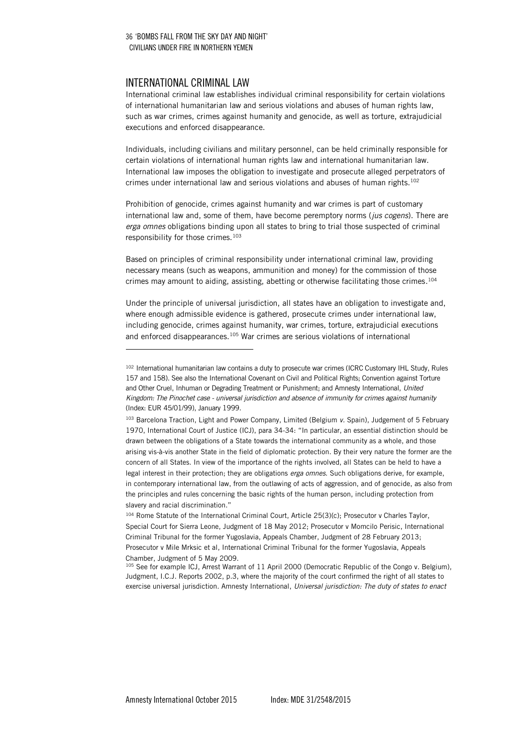## INTERNATIONAL CRIMINAL LAW

International criminal law establishes individual criminal responsibility for certain violations of international humanitarian law and serious violations and abuses of human rights law, such as war crimes, crimes against humanity and genocide, as well as torture, extrajudicial executions and enforced disappearance.

Individuals, including civilians and military personnel, can be held criminally responsible for certain violations of international human rights law and international humanitarian law. International law imposes the obligation to investigate and prosecute alleged perpetrators of crimes under international law and serious violations and abuses of human rights.[102]

Prohibition of genocide, crimes against humanity and war crimes is part of customary international law and, some of them, have become peremptory norms (*jus cogens*). There are *erga omnes* obligations binding upon all states to bring to trial those suspected of criminal responsibility for those crimes.[103]

Based on principles of criminal responsibility under international criminal law, providing necessary means (such as weapons, ammunition and money) for the commission of those crimes may amount to aiding, assisting, abetting or otherwise facilitating those crimes.[104]

Under the principle of universal jurisdiction, all states have an obligation to investigate and, where enough admissible evidence is gathered, prosecute crimes under international law, including genocide, crimes against humanity, war crimes, torture, extrajudicial executions and enforced disappearances.[105] War crimes are serious violations of international

---

[102] International humanitarian law contains a duty to prosecute war crimes (ICRC Customary IHL Study, Rules 157 and 158). See also the International Covenant on Civil and Political Rights; Convention against Torture and Other Cruel, Inhuman or Degrading Treatment or Punishment; and Amnesty International, *United Kingdom: The Pinochet case - universal jurisdiction and absence of immunity for crimes against humanity* (Index: EUR 45/01/99), January 1999.

[103] Barcelona Traction, Light and Power Company, Limited (Belgium *v.* Spain), Judgement of 5 February 1970, International Court of Justice (ICJ), para 34-34: "In particular, an essential distinction should be drawn between the obligations of a State towards the international community as a whole, and those arising vis-à-vis another State in the field of diplomatic protection. By their very nature the former are the concern of all States. In view of the importance of the rights involved, all States can be held to have a legal interest in their protection; they are obligations *erga omnes*. Such obligations derive, for example, in contemporary international law, from the outlawing of acts of aggression, and of genocide, as also from the principles and rules concerning the basic rights of the human person, including protection from slavery and racial discrimination."

[104] Rome Statute of the International Criminal Court, Article 25(3)(c); Prosecutor v Charles Taylor, Special Court for Sierra Leone, Judgment of 18 May 2012; Prosecutor v Momcilo Perisic, International Criminal Tribunal for the former Yugoslavia, Appeals Chamber, Judgment of 28 February 2013; Prosecutor v Mile Mrksic et al, International Criminal Tribunal for the former Yugoslavia, Appeals Chamber, Judgment of 5 May 2009.

[105] See for example ICJ, Arrest Warrant of 11 April 2000 (Democratic Republic of the Congo v. Belgium), Judgment, I.C.J. Reports 2002, p.3, where the majority of the court confirmed the right of all states to exercise universal jurisdiction. Amnesty International, *Universal jurisdiction: The duty of states to enact*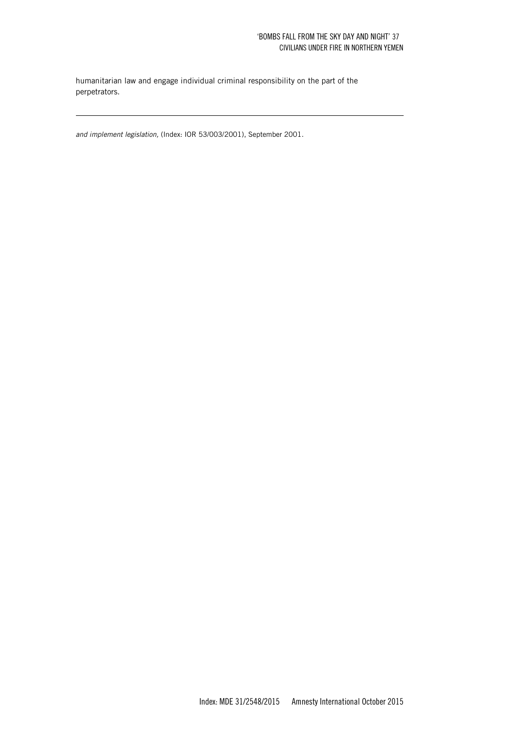humanitarian law and engage individual criminal responsibility on the part of the perpetrators.

---

*and implement legislation*, (Index: IOR 53/003/2001), September 2001.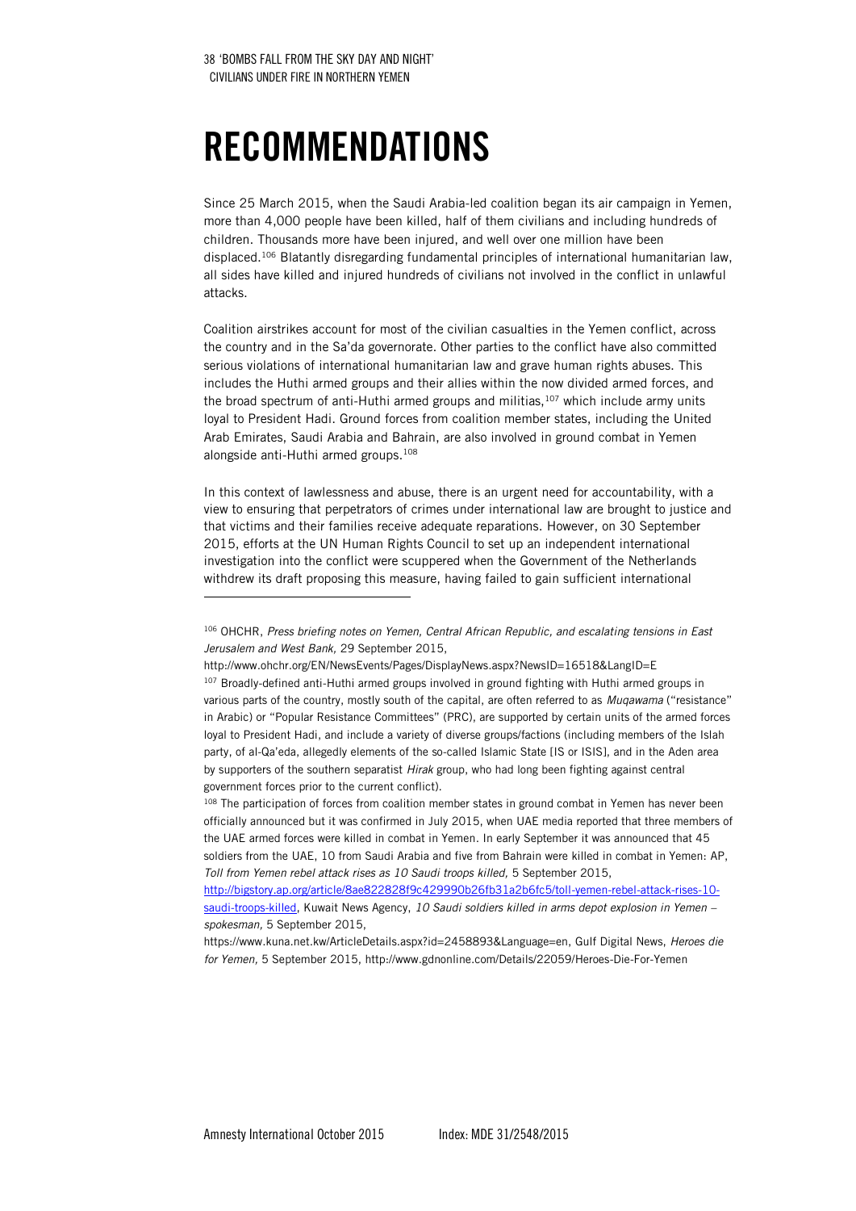# RECOMMENDATIONS

Since 25 March 2015, when the Saudi Arabia-led coalition began its air campaign in Yemen, more than 4,000 people have been killed, half of them civilians and including hundreds of children. Thousands more have been injured, and well over one million have been displaced.[106] Blatantly disregarding fundamental principles of international humanitarian law, all sides have killed and injured hundreds of civilians not involved in the conflict in unlawful attacks.

Coalition airstrikes account for most of the civilian casualties in the Yemen conflict, across the country and in the Sa'da governorate. Other parties to the conflict have also committed serious violations of international humanitarian law and grave human rights abuses. This includes the Huthi armed groups and their allies within the now divided armed forces, and the broad spectrum of anti-Huthi armed groups and militias,[107] which include army units loyal to President Hadi. Ground forces from coalition member states, including the United Arab Emirates, Saudi Arabia and Bahrain, are also involved in ground combat in Yemen alongside anti-Huthi armed groups.[108]

In this context of lawlessness and abuse, there is an urgent need for accountability, with a view to ensuring that perpetrators of crimes under international law are brought to justice and that victims and their families receive adequate reparations. However, on 30 September 2015, efforts at the UN Human Rights Council to set up an independent international investigation into the conflict were scuppered when the Government of the Netherlands withdrew its draft proposing this measure, having failed to gain sufficient international

---

[106] OHCHR, *Press briefing notes on Yemen, Central African Republic, and escalating tensions in East Jerusalem and West Bank,* 29 September 2015, http://www.ohchr.org/EN/NewsEvents/Pages/DisplayNews.aspx?NewsID=16518&LangID=E

[107] Broadly-defined anti-Huthi armed groups involved in ground fighting with Huthi armed groups in various parts of the country, mostly south of the capital, are often referred to as *Muqawama* ("resistance" in Arabic) or "Popular Resistance Committees" (PRC), are supported by certain units of the armed forces loyal to President Hadi, and include a variety of diverse groups/factions (including members of the Islah party, of al-Qa'eda, allegedly elements of the so-called Islamic State [IS or ISIS], and in the Aden area by supporters of the southern separatist *Hirak* group, who had long been fighting against central government forces prior to the current conflict).

[108] The participation of forces from coalition member states in ground combat in Yemen has never been officially announced but it was confirmed in July 2015, when UAE media reported that three members of the UAE armed forces were killed in combat in Yemen. In early September it was announced that 45 soldiers from the UAE, 10 from Saudi Arabia and five from Bahrain were killed in combat in Yemen: AP, *Toll from Yemen rebel attack rises as 10 Saudi troops killed,* 5 September 2015, http://bigstory.ap.org/article/8ae822828f9c429990b26fb31a2b6fc5/toll-yemen-rebel-attack-rises-10-saudi-troops-killed, Kuwait News Agency, *10 Saudi soldiers killed in arms depot explosion in Yemen – spokesman,* 5 September 2015, https://www.kuna.net.kw/ArticleDetails.aspx?id=2458893&Language=en, Gulf Digital News, *Heroes die for Yemen,* 5 September 2015, http://www.gdnonline.com/Details/22059/Heroes-Die-For-Yemen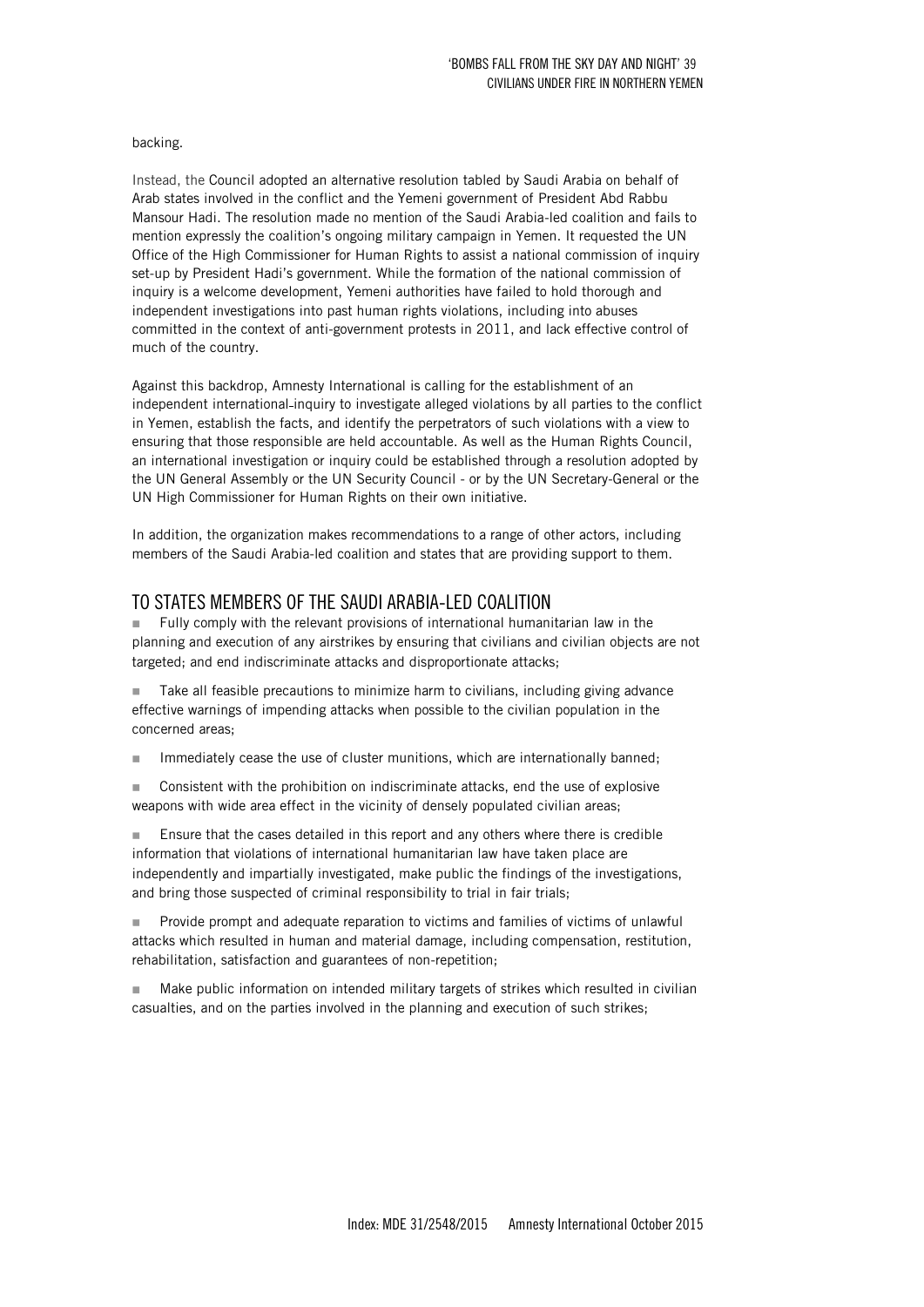backing.

Instead, the Council adopted an alternative resolution tabled by Saudi Arabia on behalf of Arab states involved in the conflict and the Yemeni government of President Abd Rabbu Mansour Hadi. The resolution made no mention of the Saudi Arabia-led coalition and fails to mention expressly the coalition's ongoing military campaign in Yemen. It requested the UN Office of the High Commissioner for Human Rights to assist a national commission of inquiry set-up by President Hadi's government. While the formation of the national commission of inquiry is a welcome development, Yemeni authorities have failed to hold thorough and independent investigations into past human rights violations, including into abuses committed in the context of anti-government protests in 2011, and lack effective control of much of the country.

Against this backdrop, Amnesty International is calling for the establishment of an independent international inquiry to investigate alleged violations by all parties to the conflict in Yemen, establish the facts, and identify the perpetrators of such violations with a view to ensuring that those responsible are held accountable. As well as the Human Rights Council, an international investigation or inquiry could be established through a resolution adopted by the UN General Assembly or the UN Security Council - or by the UN Secretary-General or the UN High Commissioner for Human Rights on their own initiative.

In addition, the organization makes recommendations to a range of other actors, including members of the Saudi Arabia-led coalition and states that are providing support to them.

## TO STATES MEMBERS OF THE SAUDI ARABIA-LED COALITION

- Fully comply with the relevant provisions of international humanitarian law in the planning and execution of any airstrikes by ensuring that civilians and civilian objects are not targeted; and end indiscriminate attacks and disproportionate attacks;
- Take all feasible precautions to minimize harm to civilians, including giving advance effective warnings of impending attacks when possible to the civilian population in the concerned areas;
- Immediately cease the use of cluster munitions, which are internationally banned;
- Consistent with the prohibition on indiscriminate attacks, end the use of explosive weapons with wide area effect in the vicinity of densely populated civilian areas;
- Ensure that the cases detailed in this report and any others where there is credible information that violations of international humanitarian law have taken place are independently and impartially investigated, make public the findings of the investigations, and bring those suspected of criminal responsibility to trial in fair trials;
- Provide prompt and adequate reparation to victims and families of victims of unlawful attacks which resulted in human and material damage, including compensation, restitution, rehabilitation, satisfaction and guarantees of non-repetition;
- Make public information on intended military targets of strikes which resulted in civilian casualties, and on the parties involved in the planning and execution of such strikes;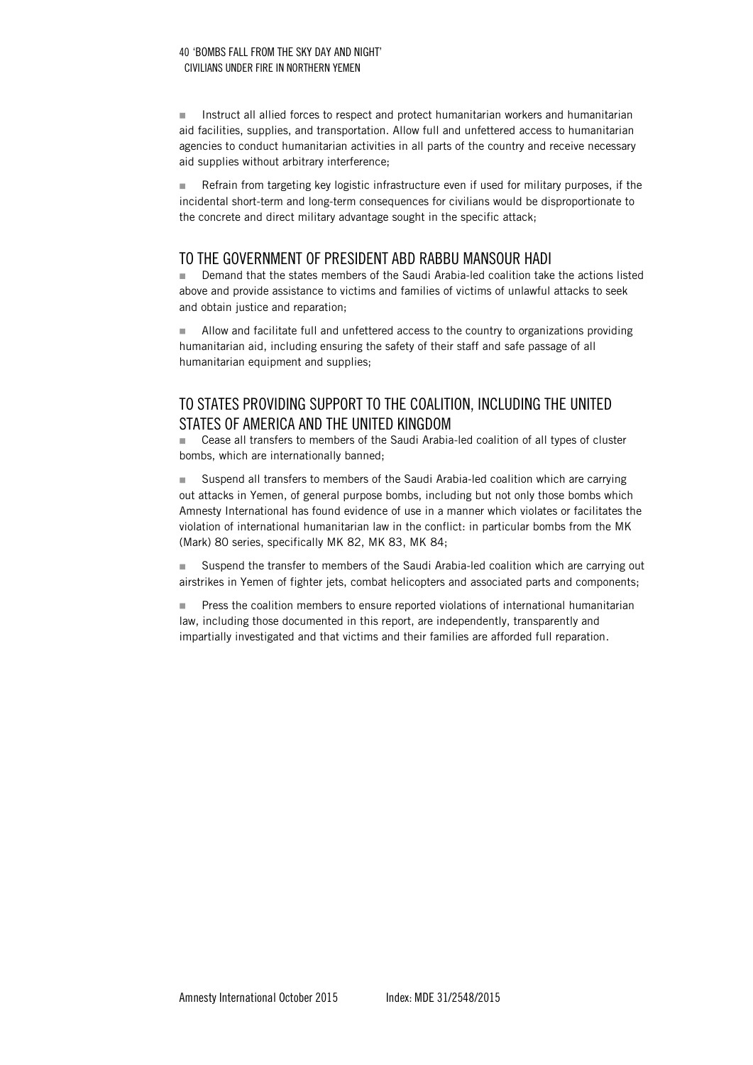- Instruct all allied forces to respect and protect humanitarian workers and humanitarian aid facilities, supplies, and transportation. Allow full and unfettered access to humanitarian agencies to conduct humanitarian activities in all parts of the country and receive necessary aid supplies without arbitrary interference;

- Refrain from targeting key logistic infrastructure even if used for military purposes, if the incidental short-term and long-term consequences for civilians would be disproportionate to the concrete and direct military advantage sought in the specific attack;

## TO THE GOVERNMENT OF PRESIDENT ABD RABBU MANSOUR HADI

- Demand that the states members of the Saudi Arabia-led coalition take the actions listed above and provide assistance to victims and families of victims of unlawful attacks to seek and obtain justice and reparation;

- Allow and facilitate full and unfettered access to the country to organizations providing humanitarian aid, including ensuring the safety of their staff and safe passage of all humanitarian equipment and supplies;

## TO STATES PROVIDING SUPPORT TO THE COALITION, INCLUDING THE UNITED STATES OF AMERICA AND THE UNITED KINGDOM

- Cease all transfers to members of the Saudi Arabia-led coalition of all types of cluster bombs, which are internationally banned;

- Suspend all transfers to members of the Saudi Arabia-led coalition which are carrying out attacks in Yemen, of general purpose bombs, including but not only those bombs which Amnesty International has found evidence of use in a manner which violates or facilitates the violation of international humanitarian law in the conflict: in particular bombs from the MK (Mark) 80 series, specifically MK 82, MK 83, MK 84;

- Suspend the transfer to members of the Saudi Arabia-led coalition which are carrying out airstrikes in Yemen of fighter jets, combat helicopters and associated parts and components;

- Press the coalition members to ensure reported violations of international humanitarian law, including those documented in this report, are independently, transparently and impartially investigated and that victims and their families are afforded full reparation.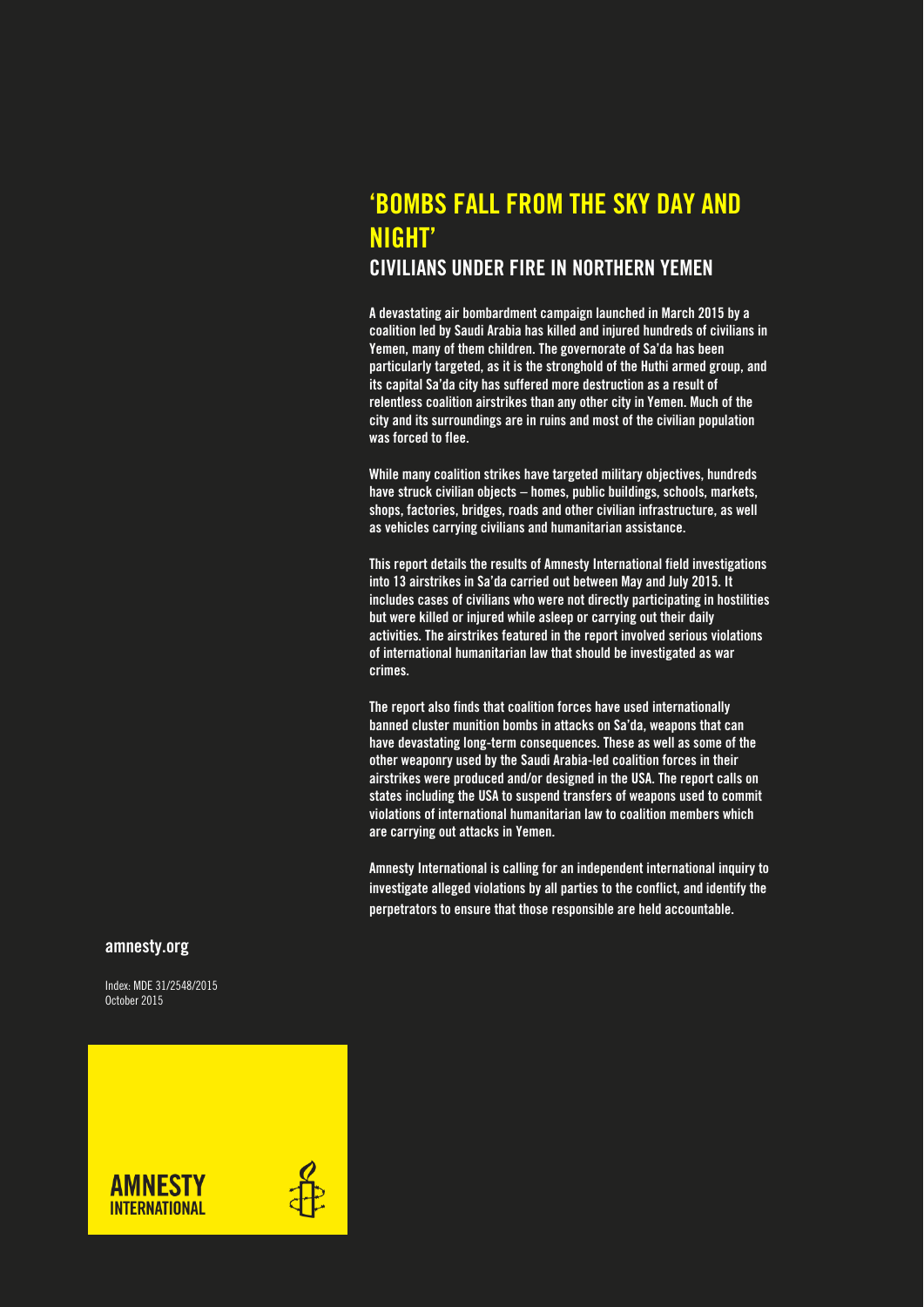# 'BOMBS FALL FROM THE SKY DAY AND NIGHT'

## CIVILIANS UNDER FIRE IN NORTHERN YEMEN

A devastating air bombardment campaign launched in March 2015 by a coalition led by Saudi Arabia has killed and injured hundreds of civilians in Yemen, many of them children. The governorate of Sa'da has been particularly targeted, as it is the stronghold of the Huthi armed group, and its capital Sa'da city has suffered more destruction as a result of relentless coalition airstrikes than any other city in Yemen. Much of the city and its surroundings are in ruins and most of the civilian population was forced to flee.

While many coalition strikes have targeted military objectives, hundreds have struck civilian objects – homes, public buildings, schools, markets, shops, factories, bridges, roads and other civilian infrastructure, as well as vehicles carrying civilians and humanitarian assistance.

This report details the results of Amnesty International field investigations into 13 airstrikes in Sa'da carried out between May and July 2015. It includes cases of civilians who were not directly participating in hostilities but were killed or injured while asleep or carrying out their daily activities. The airstrikes featured in the report involved serious violations of international humanitarian law that should be investigated as war crimes.

The report also finds that coalition forces have used internationally banned cluster munition bombs in attacks on Sa'da, weapons that can have devastating long-term consequences. These as well as some of the other weaponry used by the Saudi Arabia-led coalition forces in their airstrikes were produced and/or designed in the USA. The report calls on states including the USA to suspend transfers of weapons used to commit violations of international humanitarian law to coalition members which are carrying out attacks in Yemen.

Amnesty International is calling for an independent international inquiry to investigate alleged violations by all parties to the conflict, and identify the perpetrators to ensure that those responsible are held accountable.

amnesty.org

Index: MDE 31/2548/2015
October 2015

AMNESTY INTERNATIONAL